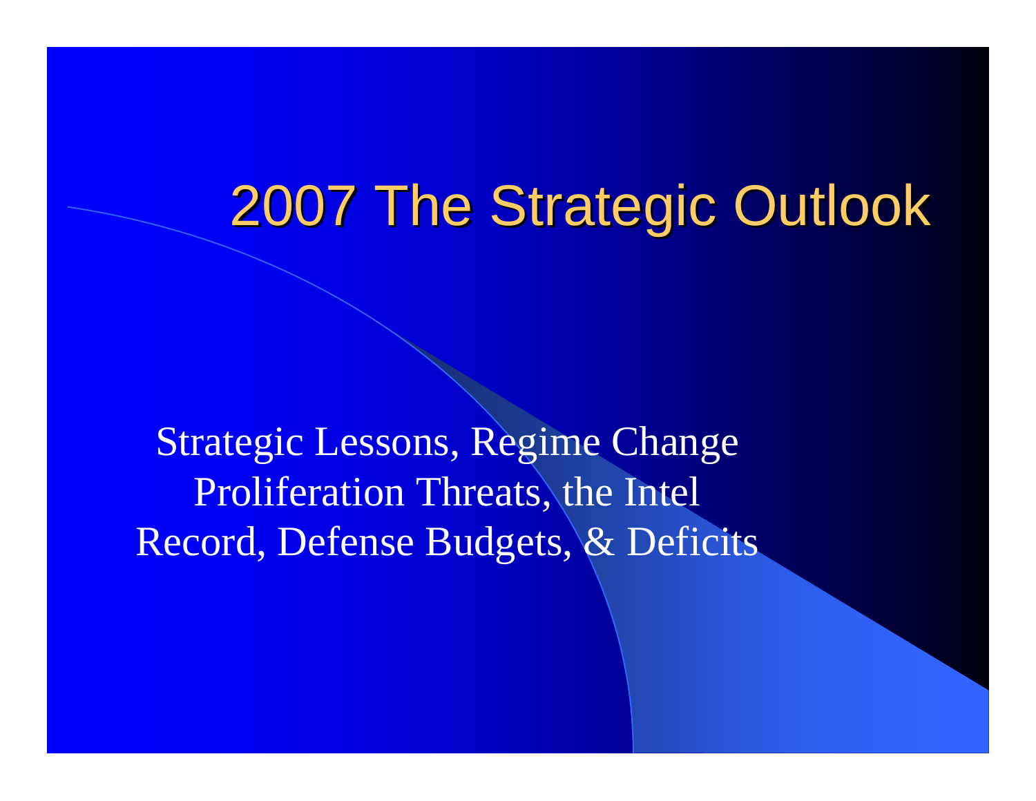# 2007 The Strategic Outlook

Strategic Lessons, Regime Change
Proliferation Threats, the Intel
Record, Defense Budgets, & Deficits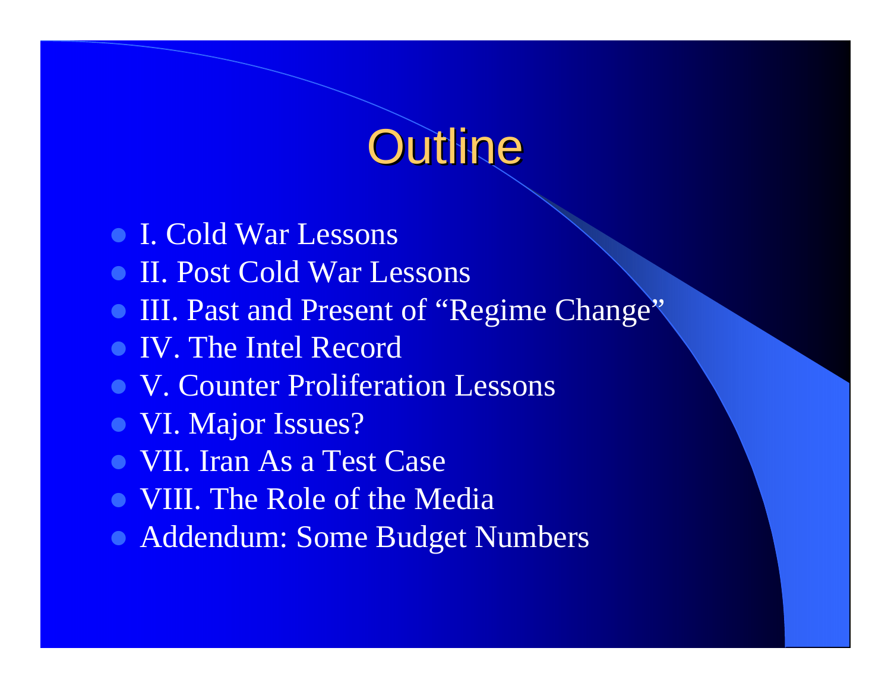# Outline

- I. Cold War Lessons
- II. Post Cold War Lessons
- III. Past and Present of "Regime Change"
- IV. The Intel Record
- V. Counter Proliferation Lessons
- VI. Major Issues?
- VII. Iran As a Test Case
- VIII. The Role of the Media
- Addendum: Some Budget Numbers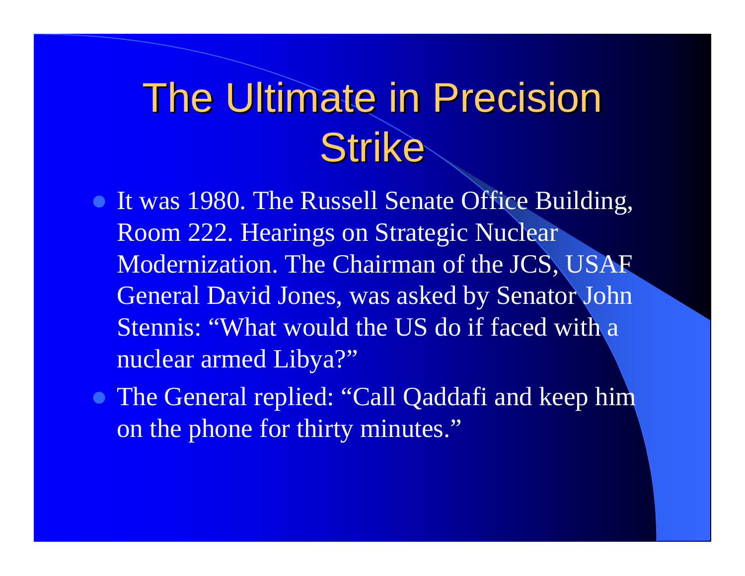# The Ultimate in Precision Strike

- It was 1980. The Russell Senate Office Building, Room 222. Hearings on Strategic Nuclear Modernization. The Chairman of the JCS, USAF General David Jones, was asked by Senator John Stennis: "What would the US do if faced with a nuclear armed Libya?"
- The General replied: "Call Qaddafi and keep him on the phone for thirty minutes."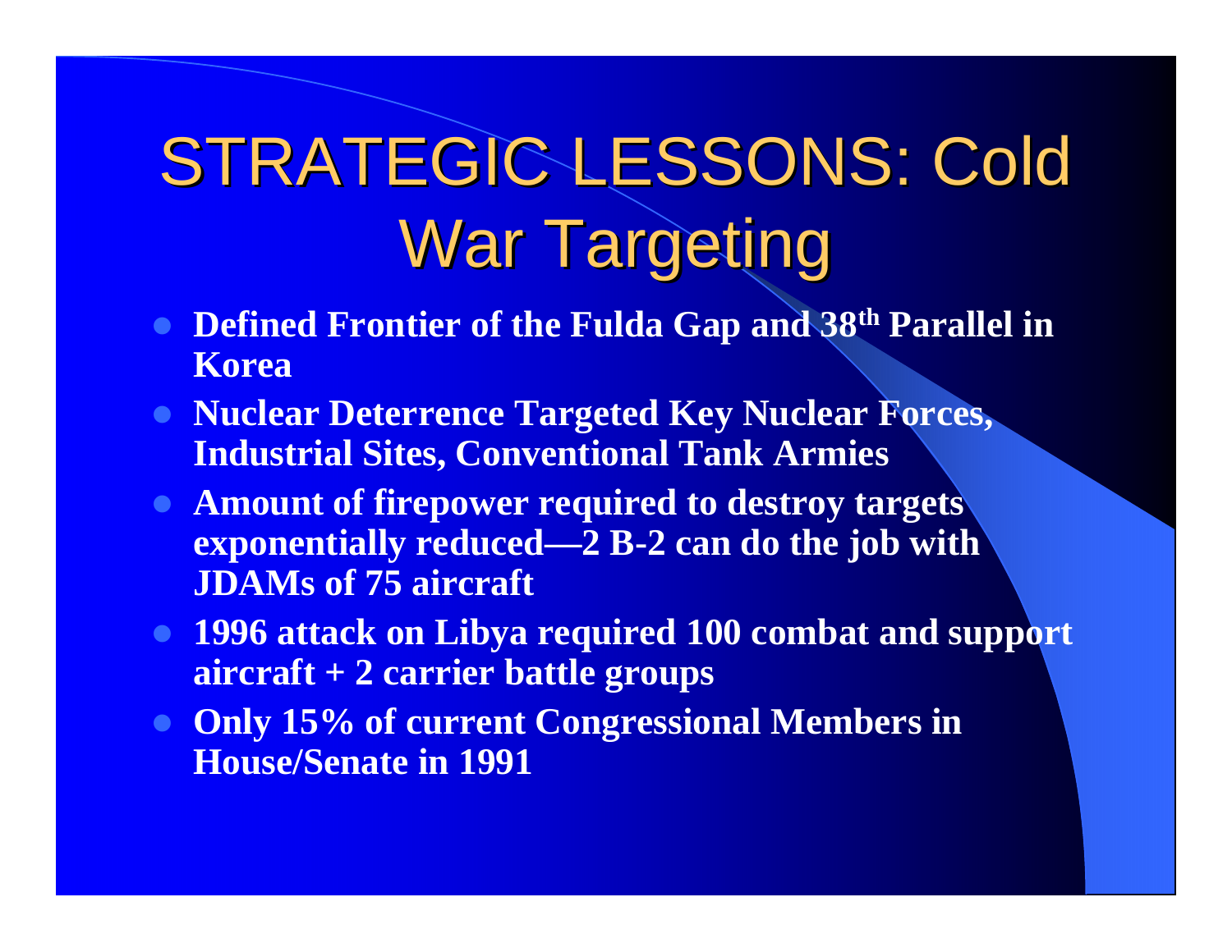# STRATEGIC LESSONS: Cold War Targeting

- **Defined Frontier of the Fulda Gap and 38th Parallel in Korea**
- **Nuclear Deterrence Targeted Key Nuclear Forces, Industrial Sites, Conventional Tank Armies**
- **Amount of firepower required to destroy targets exponentially reduced—2 B-2 can do the job with JDAMs of 75 aircraft**
- **1996 attack on Libya required 100 combat and support aircraft + 2 carrier battle groups**
- **Only 15% of current Congressional Members in House/Senate in 1991**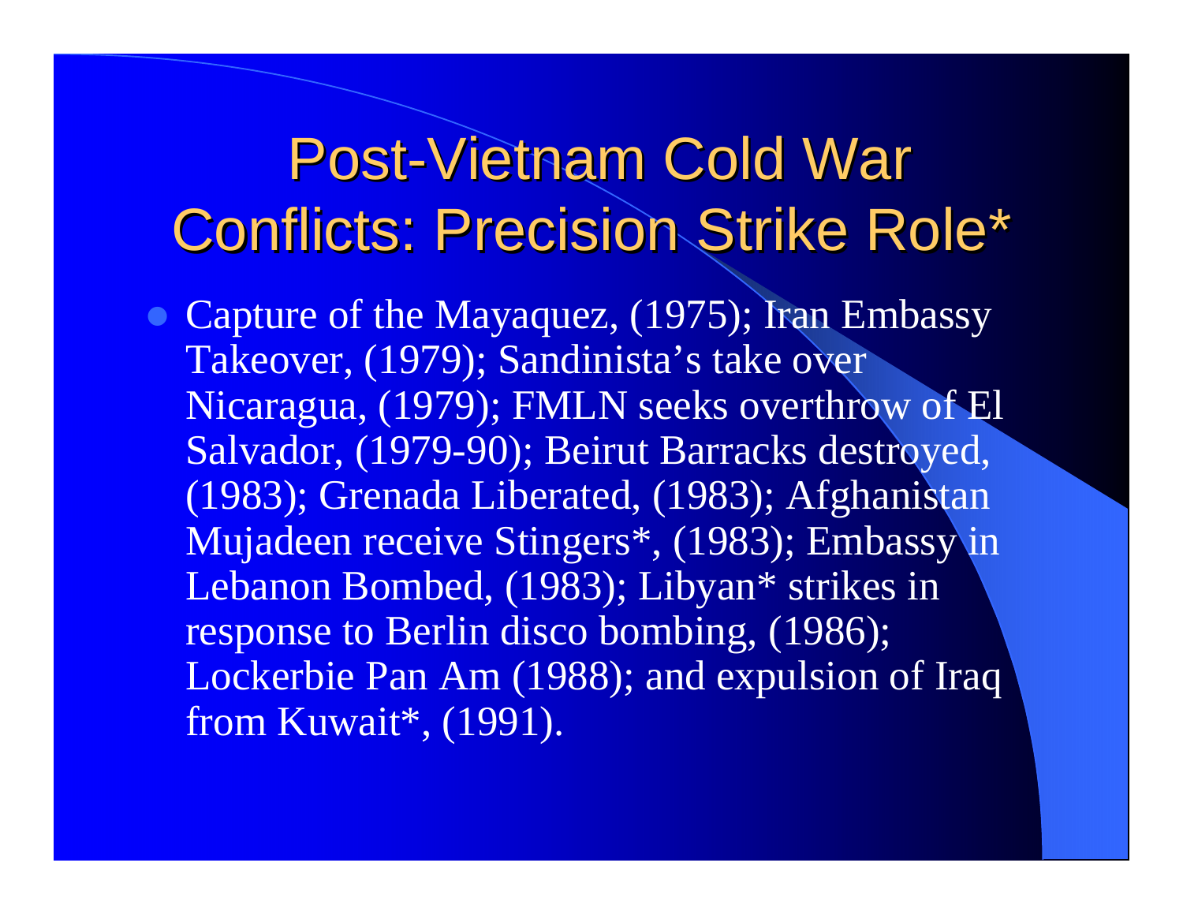# Post-Vietnam Cold War Conflicts: Precision Strike Role*

- Capture of the Mayaquez, (1975); Iran Embassy Takeover, (1979); Sandinista's take over Nicaragua, (1979); FMLN seeks overthrow of El Salvador, (1979-90); Beirut Barracks destroyed, (1983); Grenada Liberated, (1983); Afghanistan Mujadeen receive Stingers*, (1983); Embassy in Lebanon Bombed, (1983); Libyan* strikes in response to Berlin disco bombing, (1986); Lockerbie Pan Am (1988); and expulsion of Iraq from Kuwait*, (1991).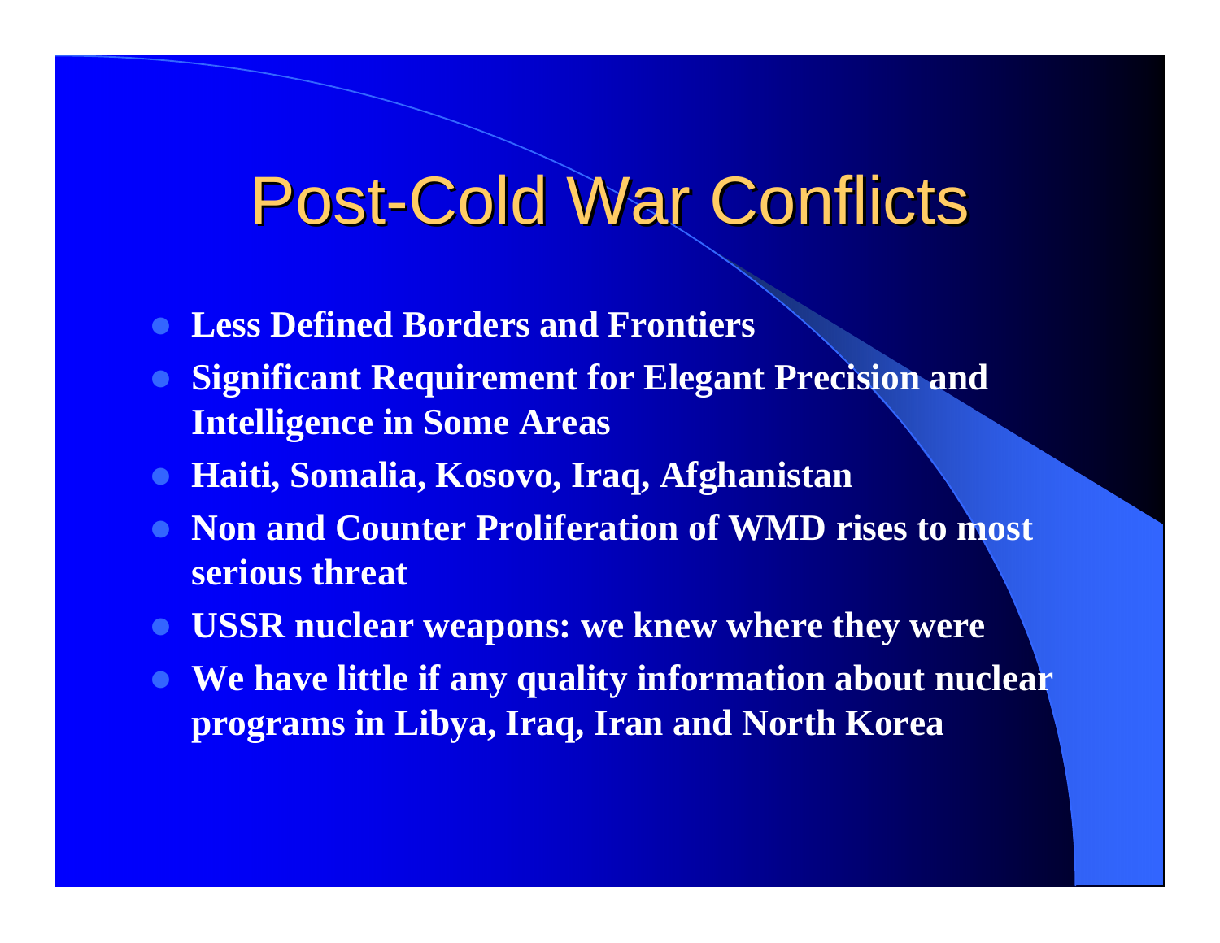# Post-Cold War Conflicts

- **Less Defined Borders and Frontiers**
- **Significant Requirement for Elegant Precision and Intelligence in Some Areas**
- **Haiti, Somalia, Kosovo, Iraq, Afghanistan**
- **Non and Counter Proliferation of WMD rises to most serious threat**
- **USSR nuclear weapons: we knew where they were**
- **We have little if any quality information about nuclear programs in Libya, Iraq, Iran and North Korea**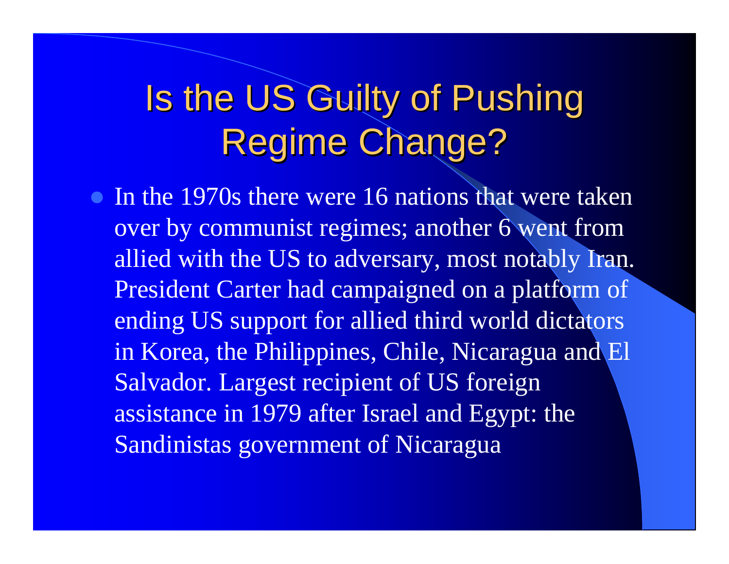# Is the US Guilty of Pushing Regime Change?

- In the 1970s there were 16 nations that were taken over by communist regimes; another 6 went from allied with the US to adversary, most notably Iran. President Carter had campaigned on a platform of ending US support for allied third world dictators in Korea, the Philippines, Chile, Nicaragua and El Salvador. Largest recipient of US foreign assistance in 1979 after Israel and Egypt: the Sandinistas government of Nicaragua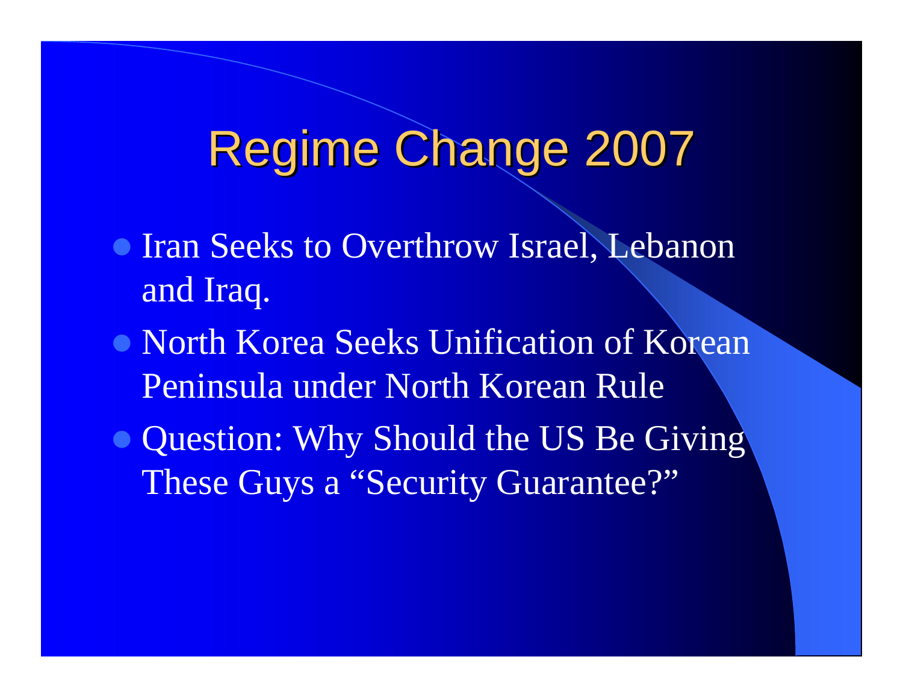# Regime Change 2007

- Iran Seeks to Overthrow Israel, Lebanon and Iraq.
- North Korea Seeks Unification of Korean Peninsula under North Korean Rule
- Question: Why Should the US Be Giving These Guys a "Security Guarantee?"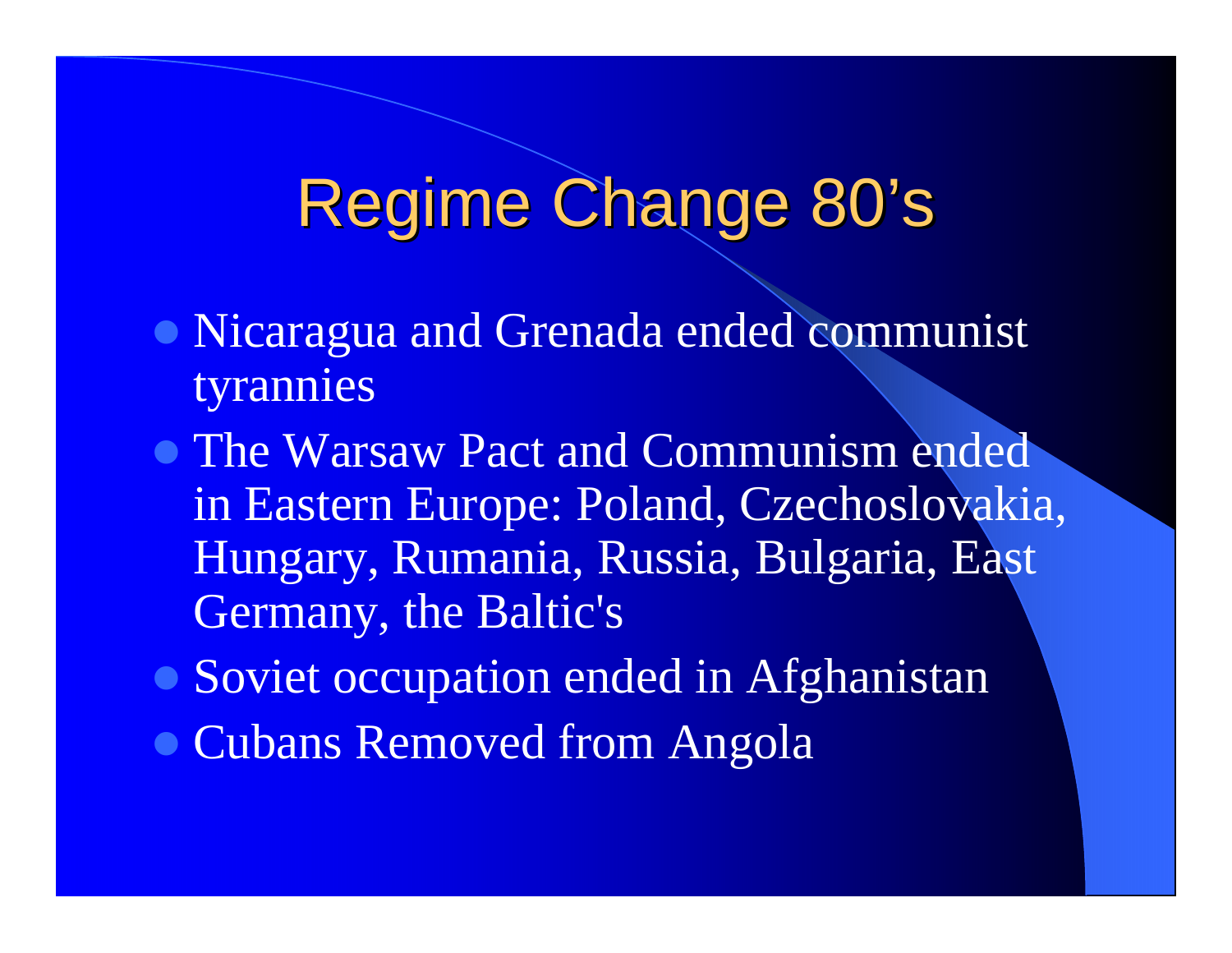# Regime Change 80's

- Nicaragua and Grenada ended communist tyrannies
- The Warsaw Pact and Communism ended in Eastern Europe: Poland, Czechoslovakia, Hungary, Rumania, Russia, Bulgaria, East Germany, the Baltic's
- Soviet occupation ended in Afghanistan
- Cubans Removed from Angola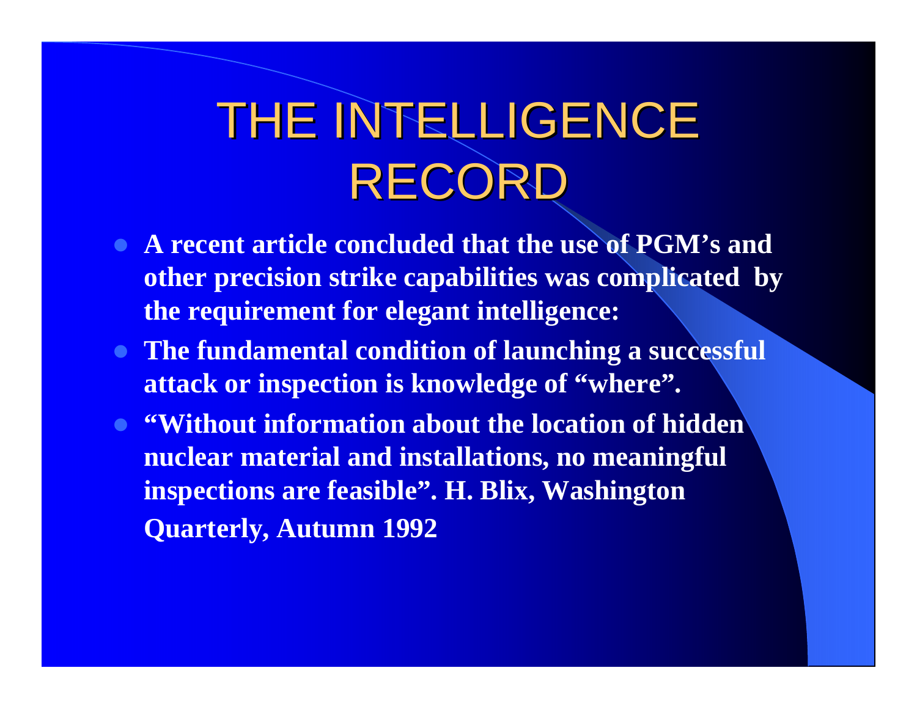# THE INTELLIGENCE RECORD

- **A recent article concluded that the use of PGM's and other precision strike capabilities was complicated by the requirement for elegant intelligence:**
- **The fundamental condition of launching a successful attack or inspection is knowledge of "where".**
- **"Without information about the location of hidden nuclear material and installations, no meaningful inspections are feasible". H. Blix, Washington Quarterly, Autumn 1992**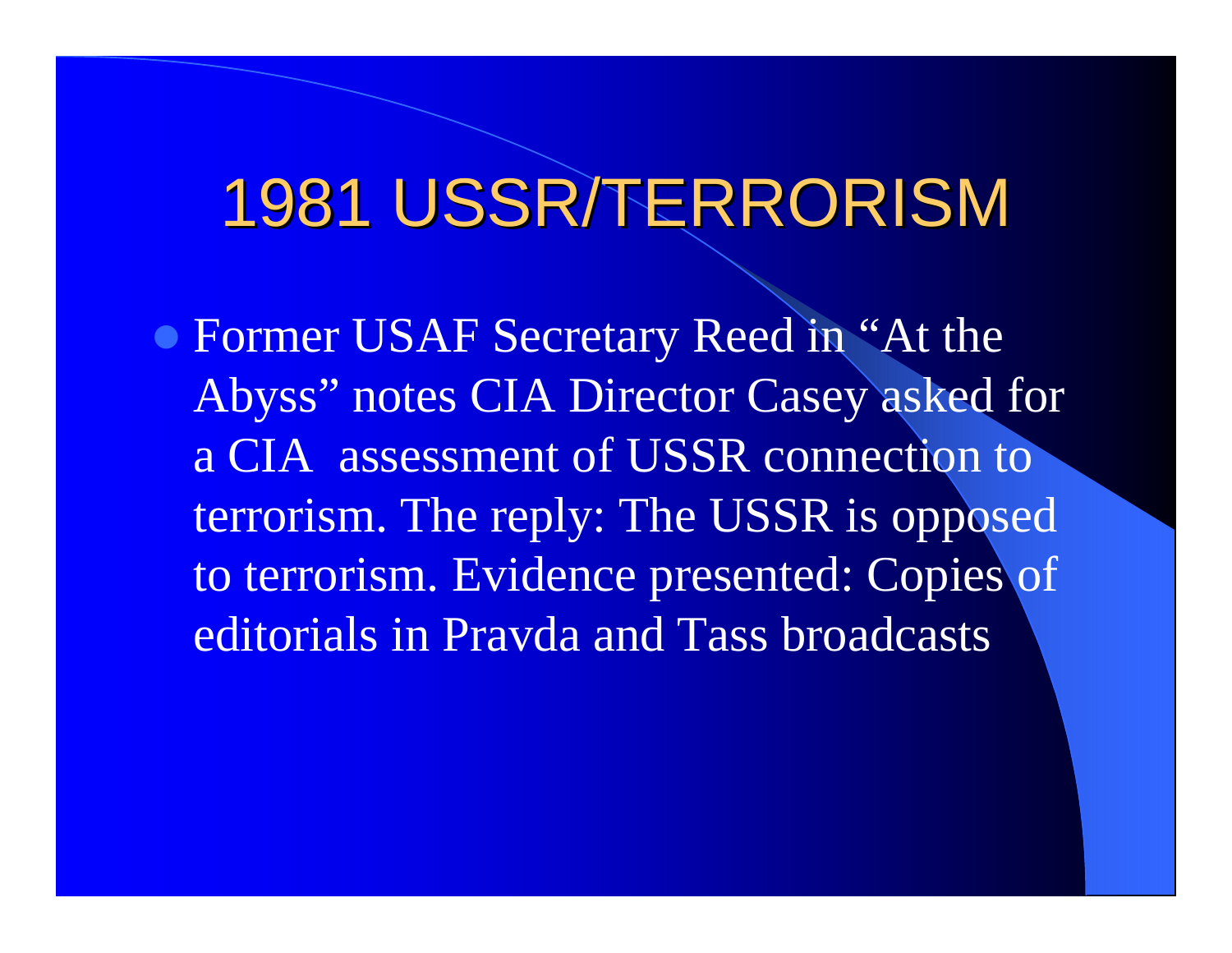# 1981 USSR/TERRORISM

- Former USAF Secretary Reed in "At the Abyss" notes CIA Director Casey asked for a CIA assessment of USSR connection to terrorism. The reply: The USSR is opposed to terrorism. Evidence presented: Copies of editorials in Pravda and Tass broadcasts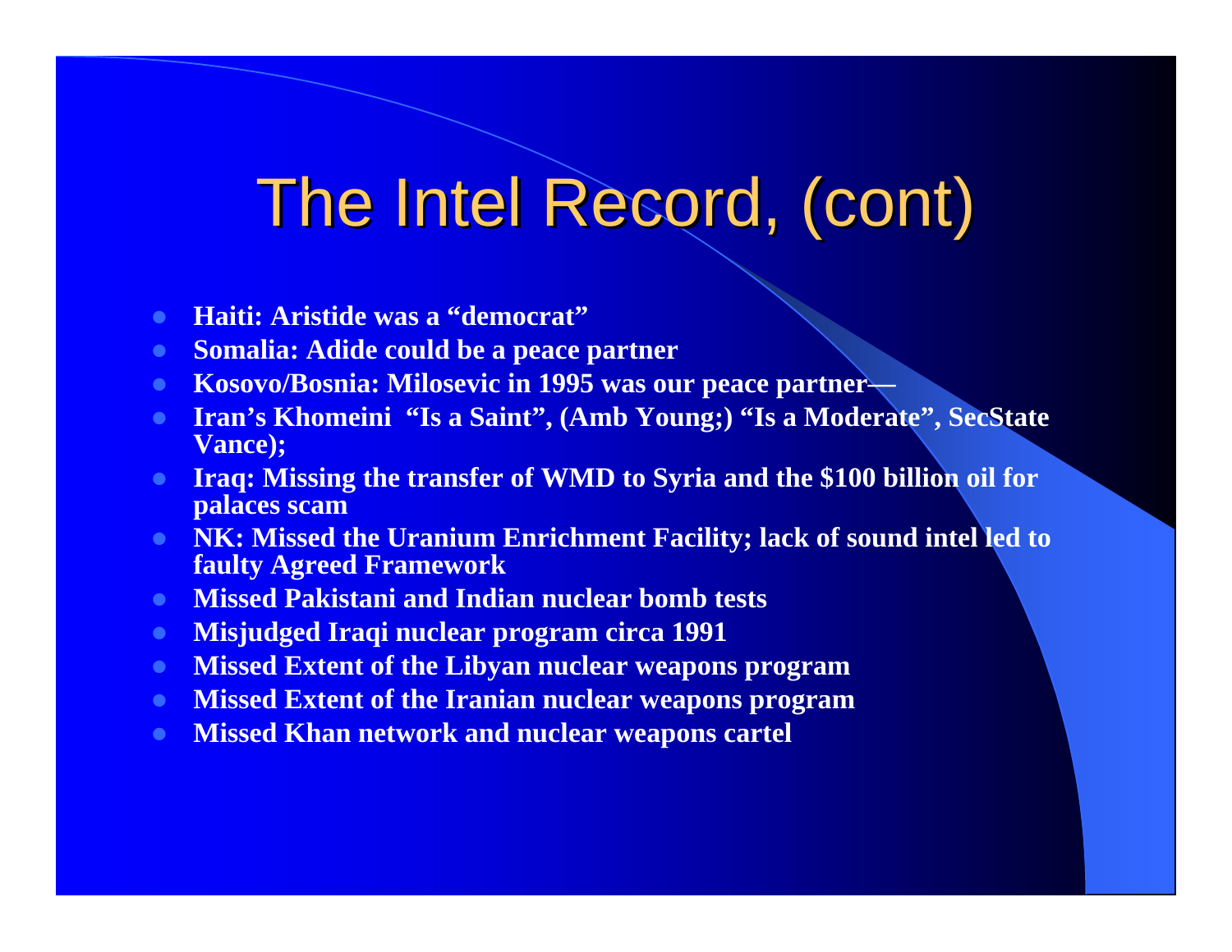# The Intel Record, (cont)

- **Haiti: Aristide was a "democrat"**
- **Somalia: Adide could be a peace partner**
- **Kosovo/Bosnia: Milosevic in 1995 was our peace partner—**
- **Iran's Khomeini "Is a Saint", (Amb Young;) "Is a Moderate", SecState Vance);**
- **Iraq: Missing the transfer of WMD to Syria and the $100 billion oil for palaces scam**
- **NK: Missed the Uranium Enrichment Facility; lack of sound intel led to faulty Agreed Framework**
- **Missed Pakistani and Indian nuclear bomb tests**
- **Misjudged Iraqi nuclear program circa 1991**
- **Missed Extent of the Libyan nuclear weapons program**
- **Missed Extent of the Iranian nuclear weapons program**
- **Missed Khan network and nuclear weapons cartel**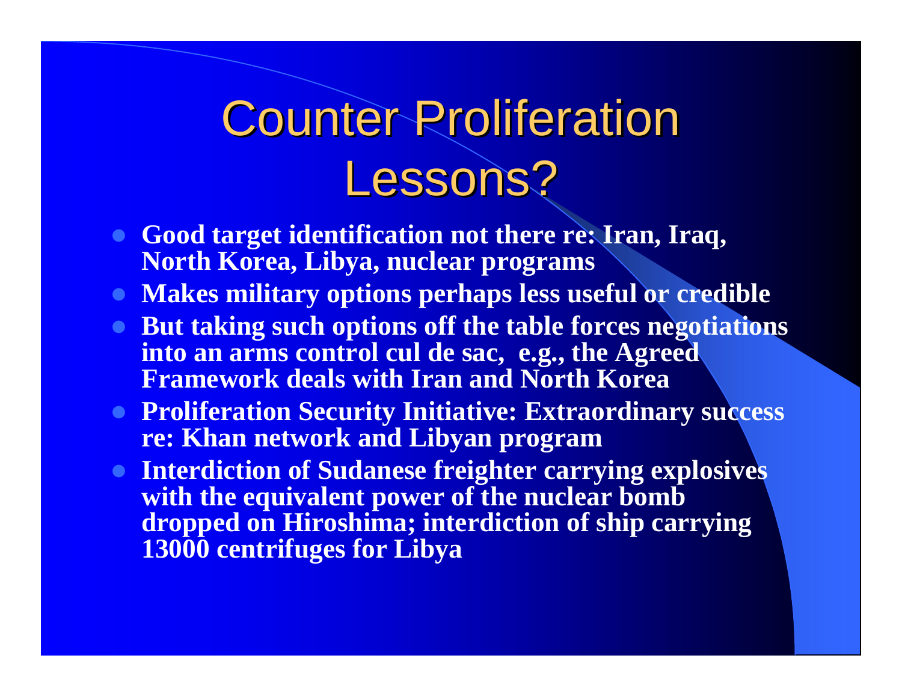# Counter Proliferation Lessons?

- **Good target identification not there re: Iran, Iraq, North Korea, Libya, nuclear programs**
- **Makes military options perhaps less useful or credible**
- **But taking such options off the table forces negotiations into an arms control cul de sac, e.g., the Agreed Framework deals with Iran and North Korea**
- **Proliferation Security Initiative: Extraordinary success re: Khan network and Libyan program**
- **Interdiction of Sudanese freighter carrying explosives with the equivalent power of the nuclear bomb dropped on Hiroshima; interdiction of ship carrying 13000 centrifuges for Libya**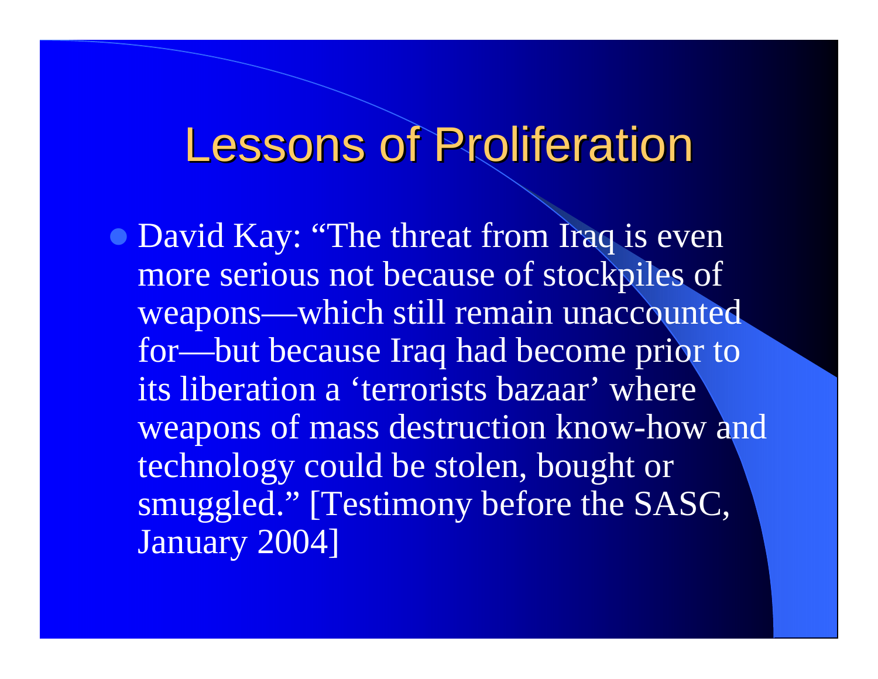# Lessons of Proliferation

- David Kay: “The threat from Iraq is even more serious not because of stockpiles of weapons—which still remain unaccounted for—but because Iraq had become prior to its liberation a ‘terrorists bazaar’ where weapons of mass destruction know-how and technology could be stolen, bought or smuggled.” [Testimony before the SASC, January 2004]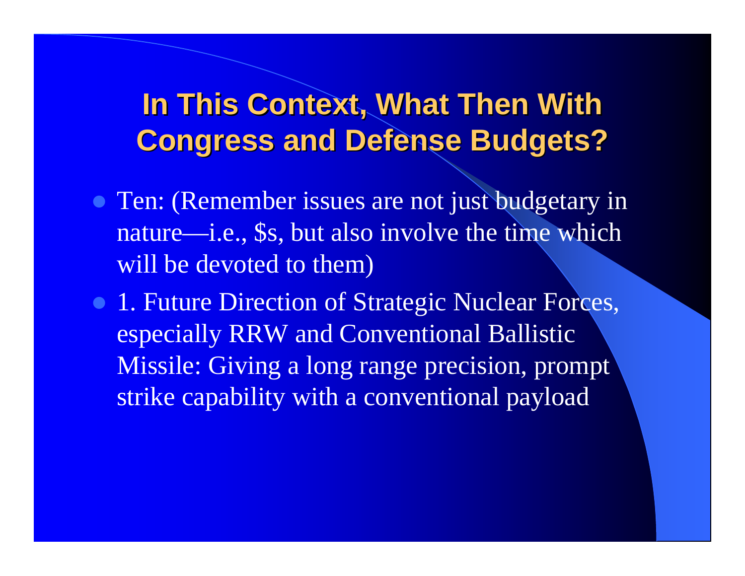# In This Context, What Then With Congress and Defense Budgets?

- Ten: (Remember issues are not just budgetary in nature—i.e., $s, but also involve the time which will be devoted to them)
- 1. Future Direction of Strategic Nuclear Forces, especially RRW and Conventional Ballistic Missile: Giving a long range precision, prompt strike capability with a conventional payload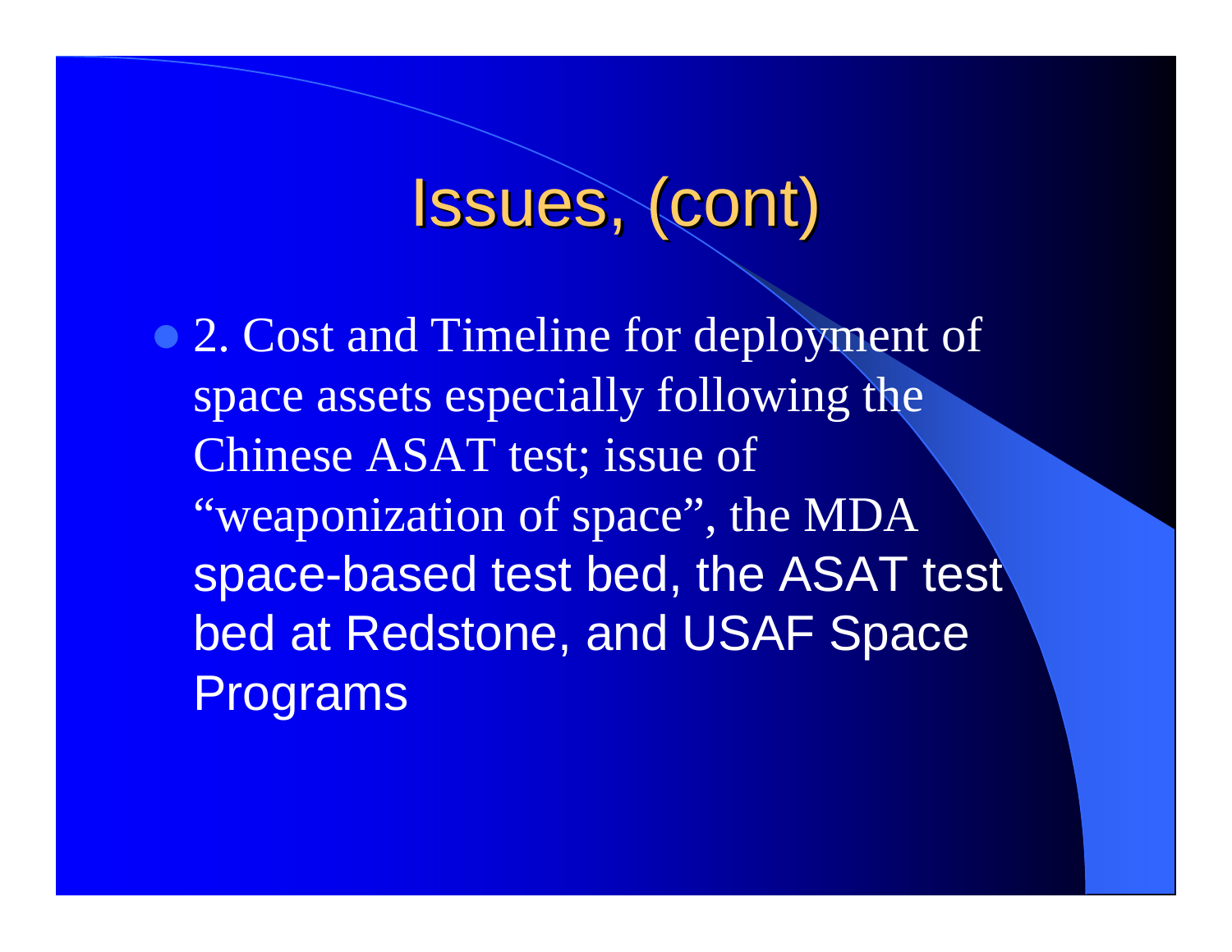# Issues, (cont)

- 2. Cost and Timeline for deployment of space assets especially following the Chinese ASAT test; issue of "weaponization of space", the MDA space-based test bed, the ASAT test bed at Redstone, and USAF Space Programs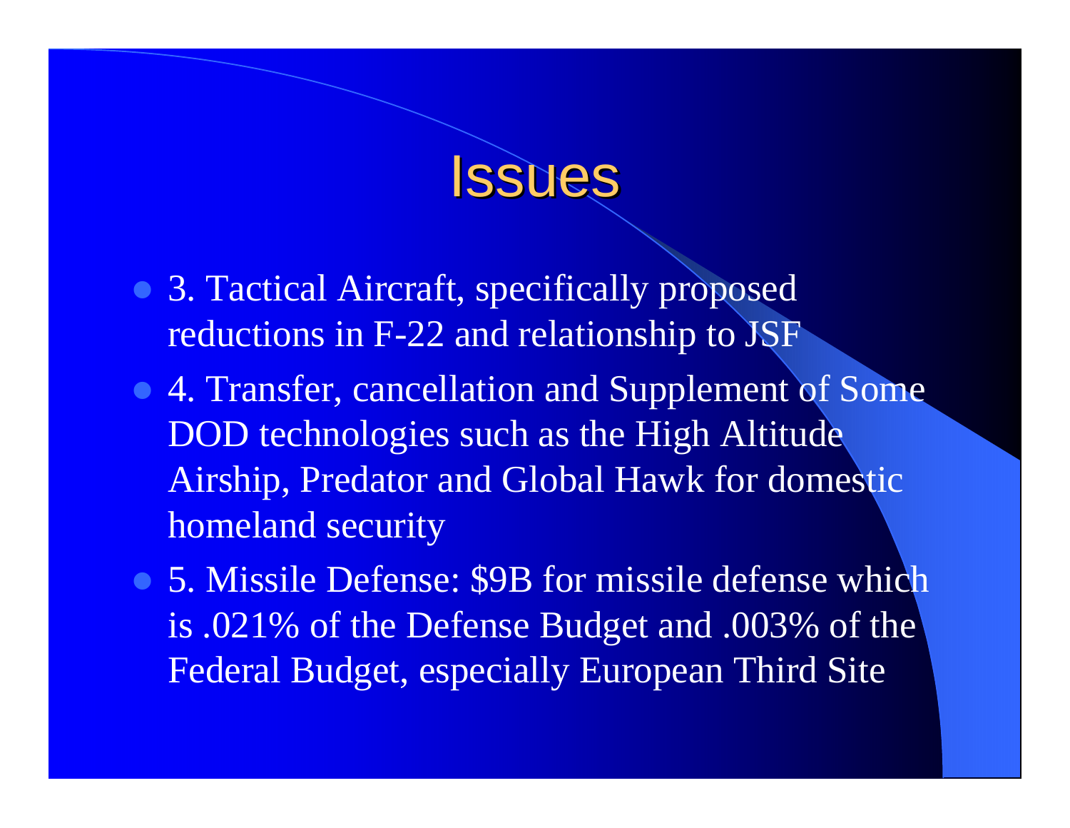# Issues

- 3. Tactical Aircraft, specifically proposed reductions in F-22 and relationship to JSF
- 4. Transfer, cancellation and Supplement of Some DOD technologies such as the High Altitude Airship, Predator and Global Hawk for domestic homeland security
- 5. Missile Defense: $9B for missile defense which is .021% of the Defense Budget and .003% of the Federal Budget, especially European Third Site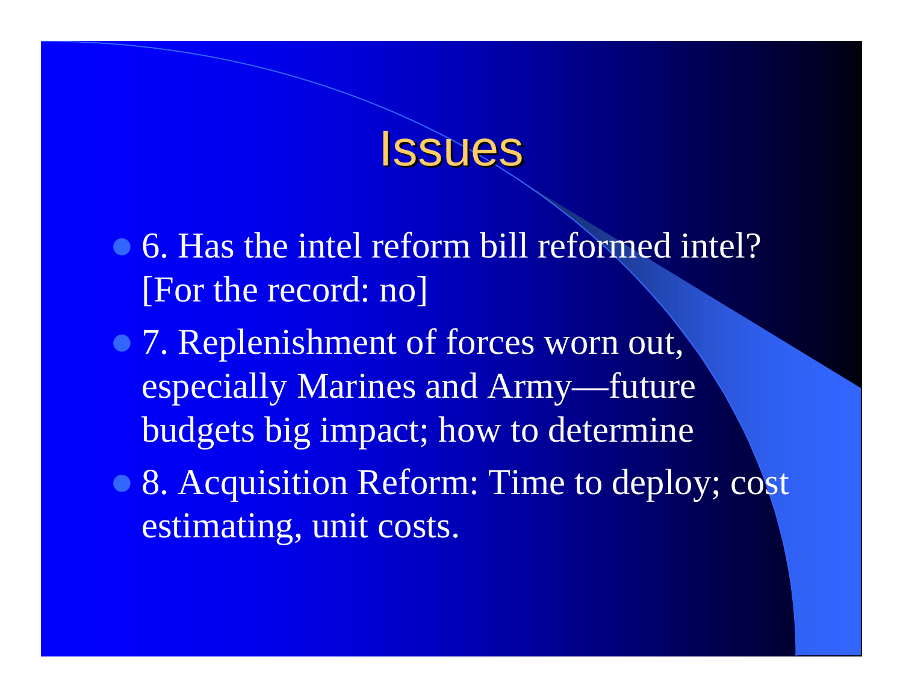# Issues

- 6. Has the intel reform bill reformed intel? [For the record: no]
- 7. Replenishment of forces worn out, especially Marines and Army—future budgets big impact; how to determine
- 8. Acquisition Reform: Time to deploy; cost estimating, unit costs.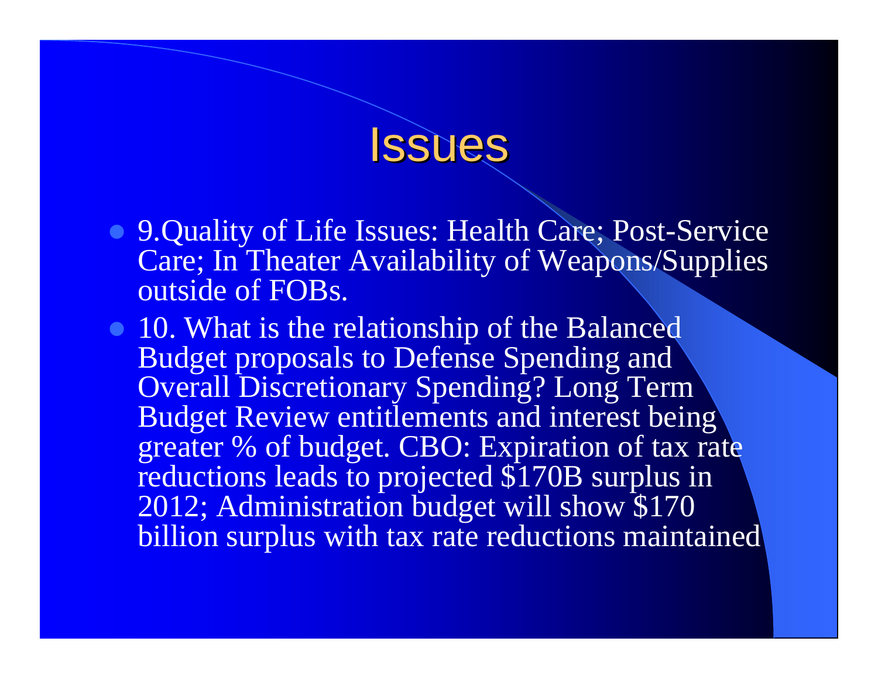# Issues

- 9.Quality of Life Issues: Health Care; Post-Service Care; In Theater Availability of Weapons/Supplies outside of FOBs.
- 10. What is the relationship of the Balanced Budget proposals to Defense Spending and Overall Discretionary Spending? Long Term Budget Review entitlements and interest being greater % of budget. CBO: Expiration of tax rate reductions leads to projected $170B surplus in 2012; Administration budget will show $170 billion surplus with tax rate reductions maintained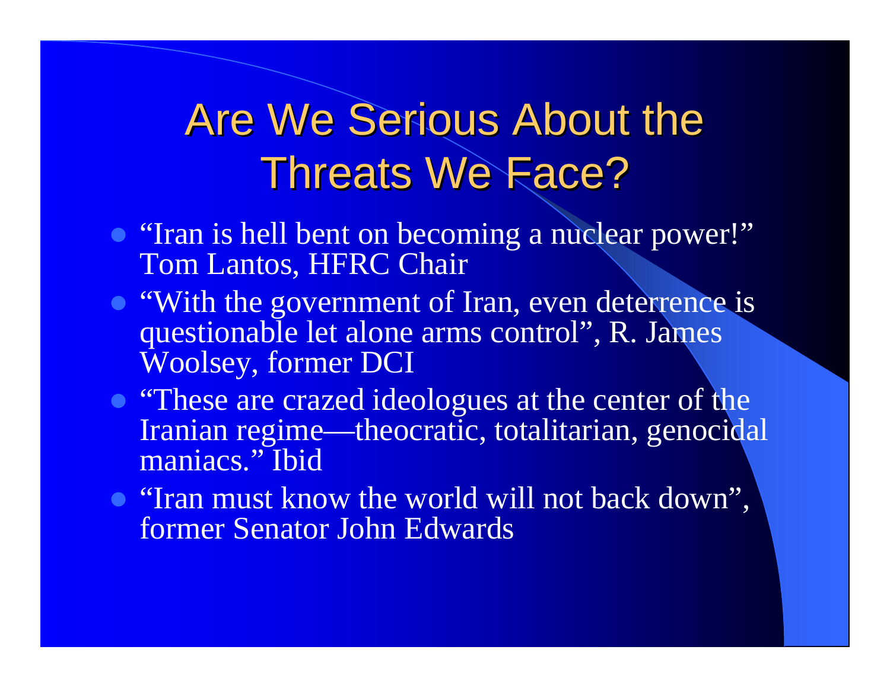# Are We Serious About the Threats We Face?

- "Iran is hell bent on becoming a nuclear power!" Tom Lantos, HFRC Chair
- "With the government of Iran, even deterrence is questionable let alone arms control", R. James Woolsey, former DCI
- "These are crazed ideologues at the center of the Iranian regime—theocratic, totalitarian, genocidal maniacs." Ibid
- "Iran must know the world will not back down", former Senator John Edwards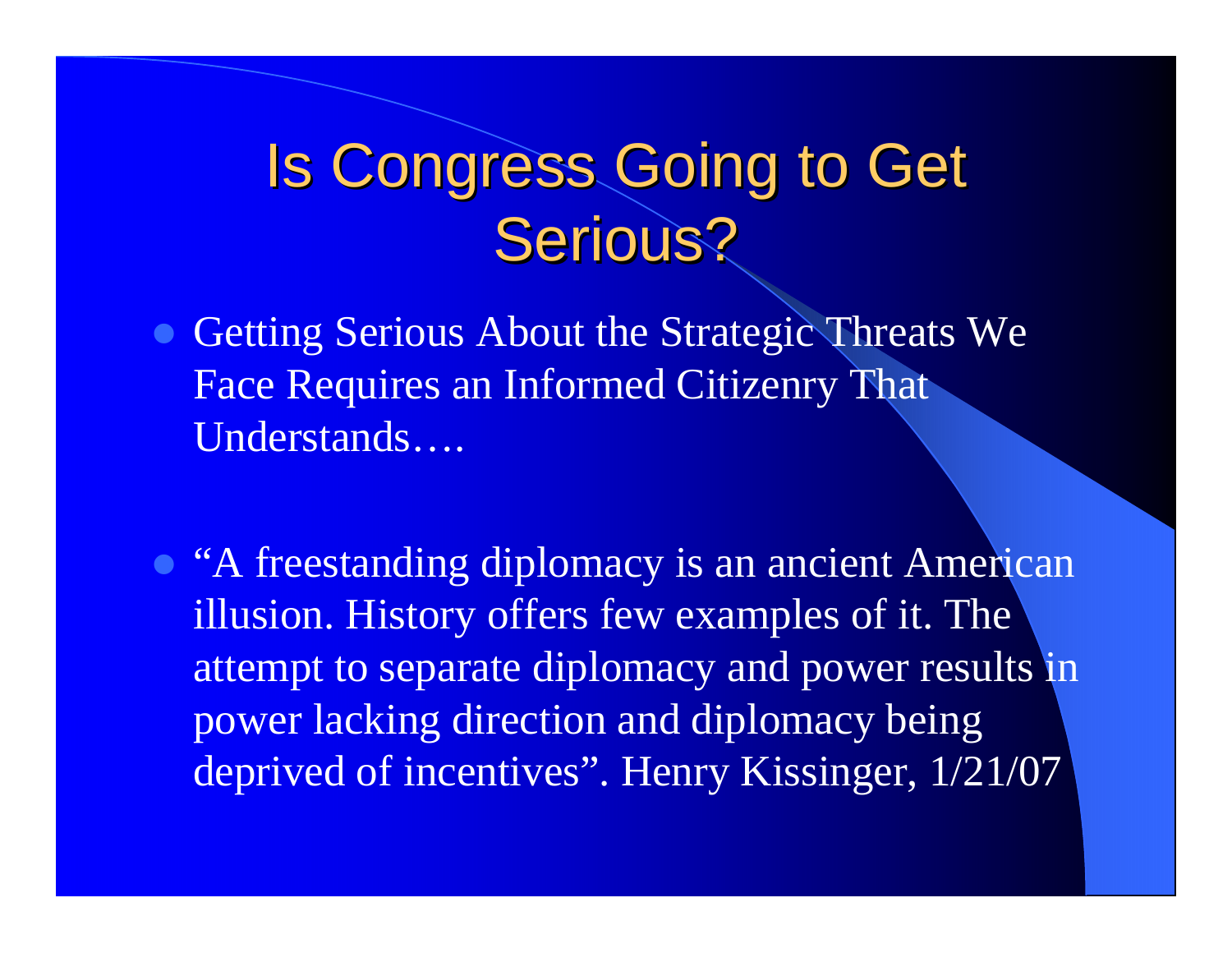# Is Congress Going to Get Serious?

- Getting Serious About the Strategic Threats We Face Requires an Informed Citizenry That Understands….

- “A freestanding diplomacy is an ancient American illusion. History offers few examples of it. The attempt to separate diplomacy and power results in power lacking direction and diplomacy being deprived of incentives”. Henry Kissinger, 1/21/07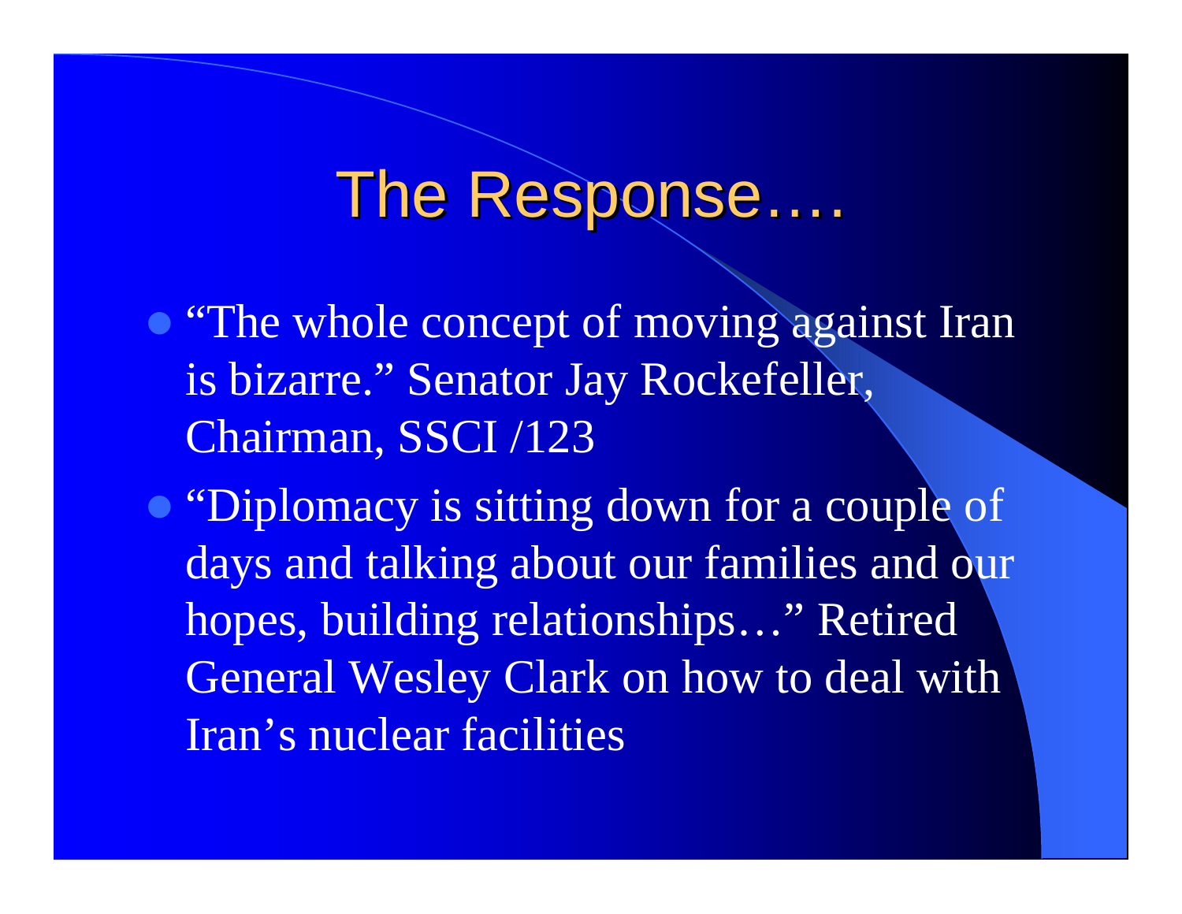# The Response….

- "The whole concept of moving against Iran is bizarre." Senator Jay Rockefeller, Chairman, SSCI /123
- "Diplomacy is sitting down for a couple of days and talking about our families and our hopes, building relationships…" Retired General Wesley Clark on how to deal with Iran's nuclear facilities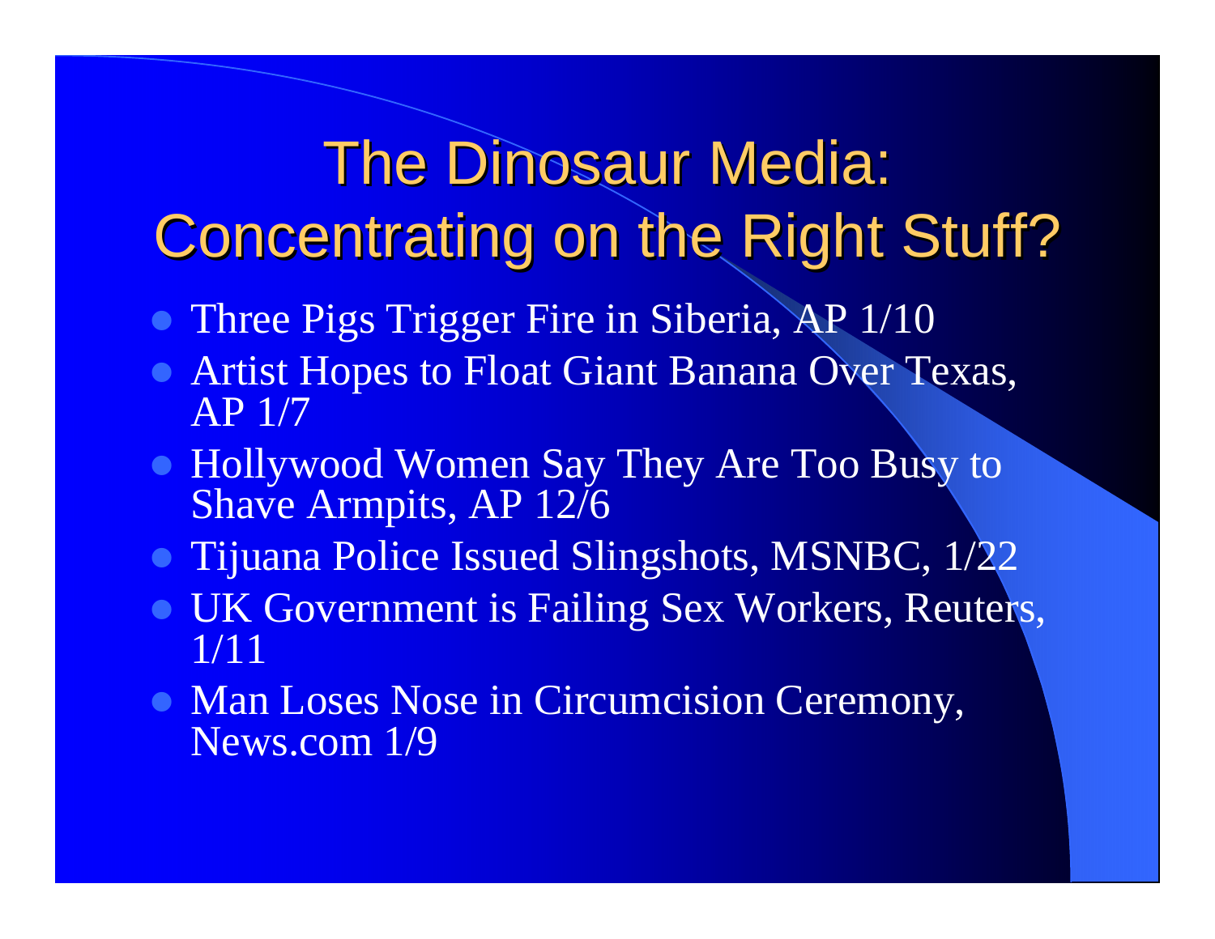# The Dinosaur Media: Concentrating on the Right Stuff?

- Three Pigs Trigger Fire in Siberia, AP 1/10
- Artist Hopes to Float Giant Banana Over Texas, AP 1/7
- Hollywood Women Say They Are Too Busy to Shave Armpits, AP 12/6
- Tijuana Police Issued Slingshots, MSNBC, 1/22
- UK Government is Failing Sex Workers, Reuters, 1/11
- Man Loses Nose in Circumcision Ceremony, News.com 1/9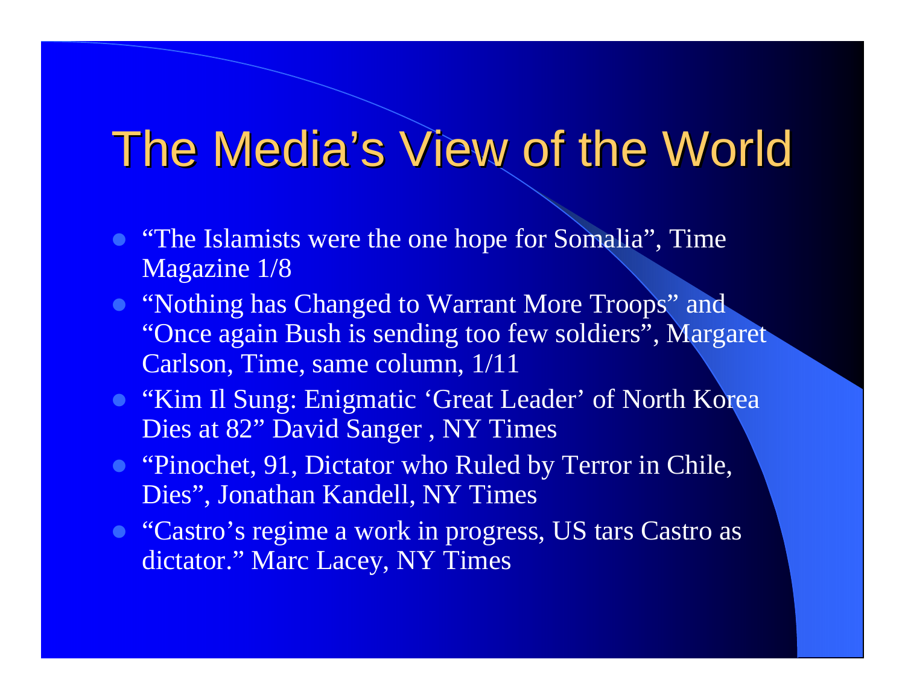# The Media's View of the World

- "The Islamists were the one hope for Somalia", Time Magazine 1/8
- "Nothing has Changed to Warrant More Troops" and "Once again Bush is sending too few soldiers", Margaret Carlson, Time, same column, 1/11
- "Kim Il Sung: Enigmatic 'Great Leader' of North Korea Dies at 82" David Sanger , NY Times
- "Pinochet, 91, Dictator who Ruled by Terror in Chile, Dies", Jonathan Kandell, NY Times
- "Castro's regime a work in progress, US tars Castro as dictator." Marc Lacey, NY Times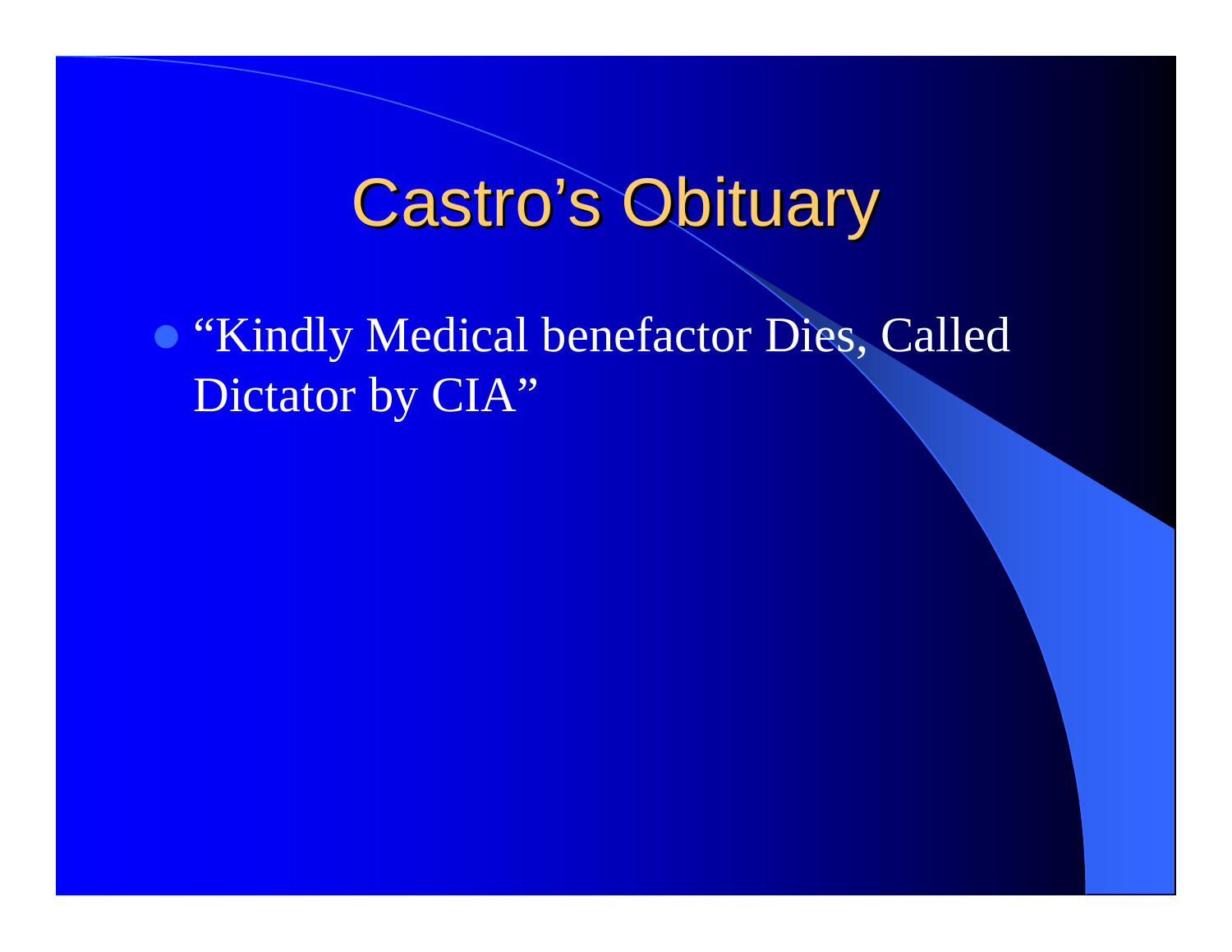# Castro's Obituary

- "Kindly Medical benefactor Dies, Called Dictator by CIA"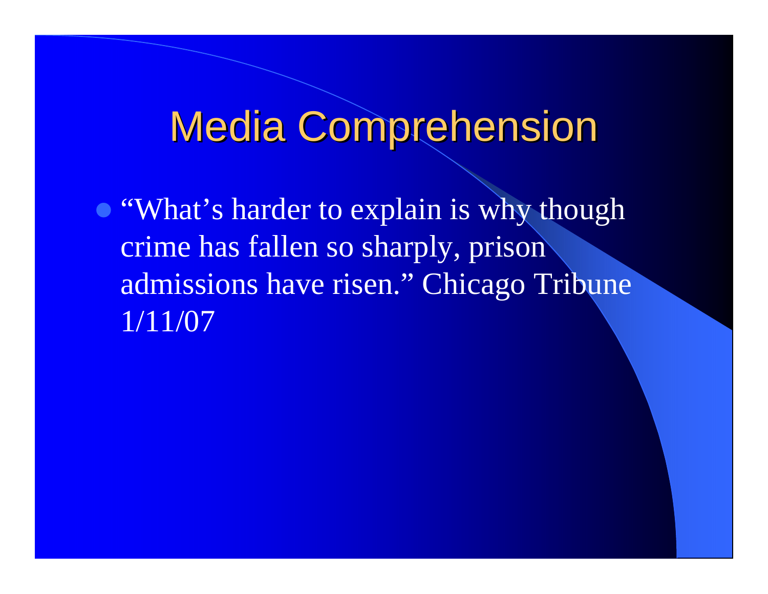# Media Comprehension

- "What's harder to explain is why though crime has fallen so sharply, prison admissions have risen." Chicago Tribune 1/11/07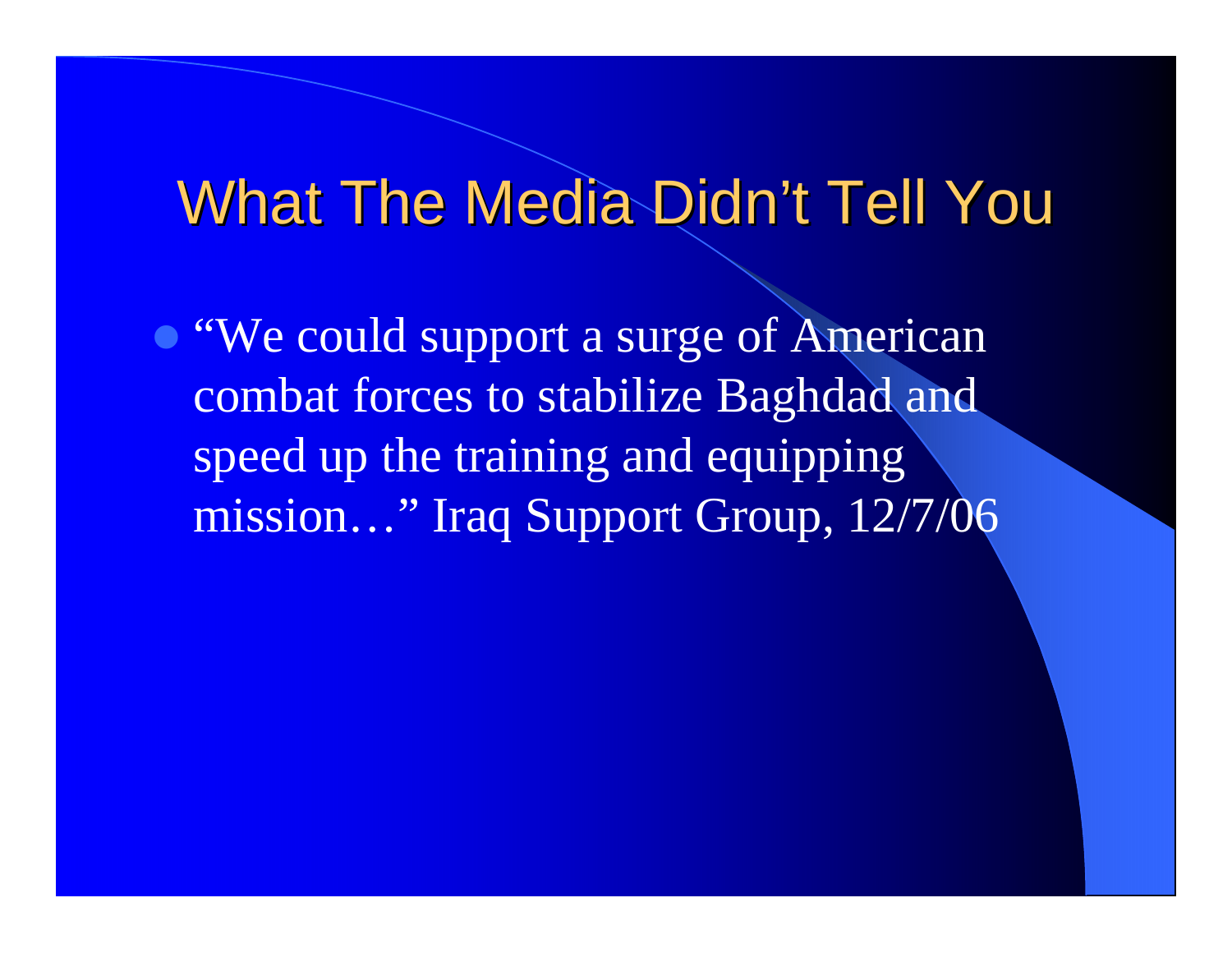# What The Media Didn't Tell You

- "We could support a surge of American combat forces to stabilize Baghdad and speed up the training and equipping mission…" Iraq Support Group, 12/7/06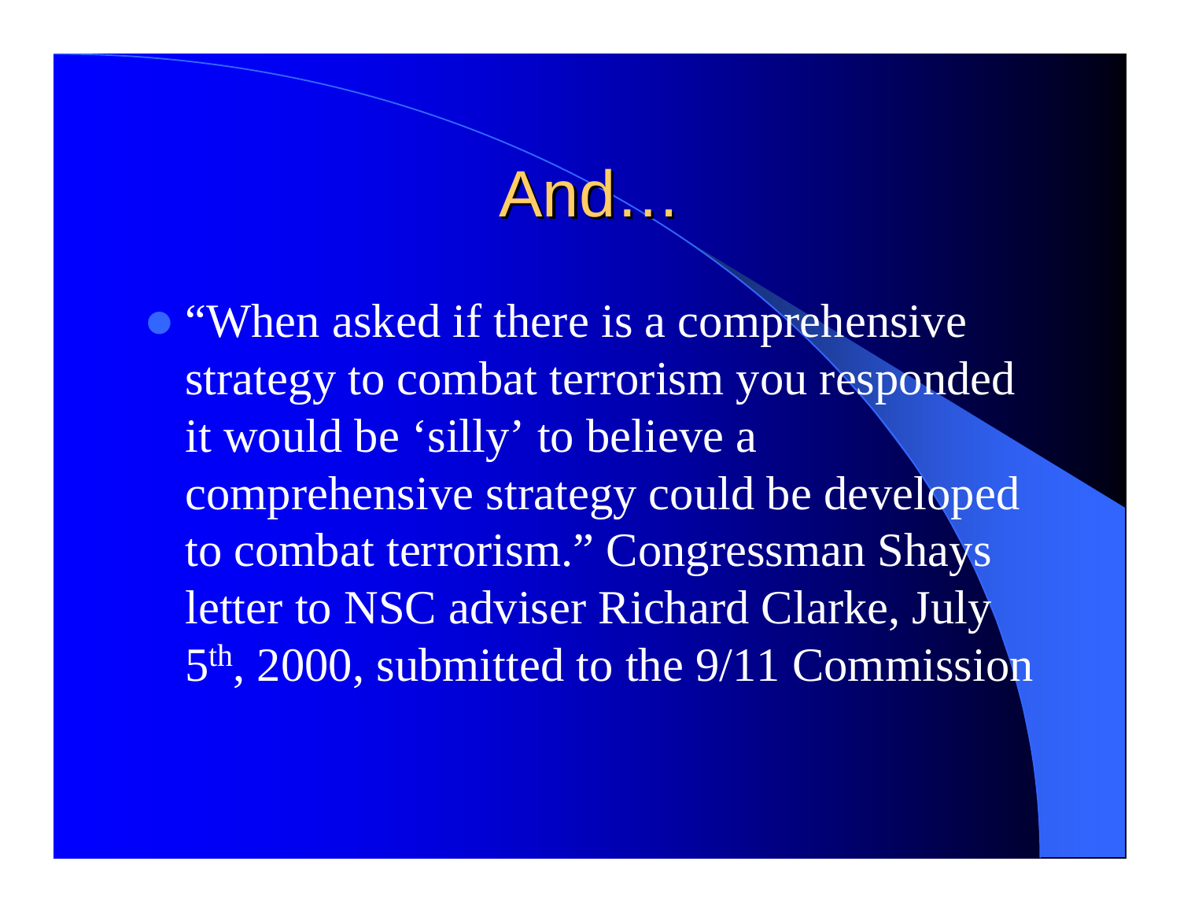# And…

- "When asked if there is a comprehensive strategy to combat terrorism you responded it would be 'silly' to believe a comprehensive strategy could be developed to combat terrorism." Congressman Shays letter to NSC adviser Richard Clarke, July 5th, 2000, submitted to the 9/11 Commission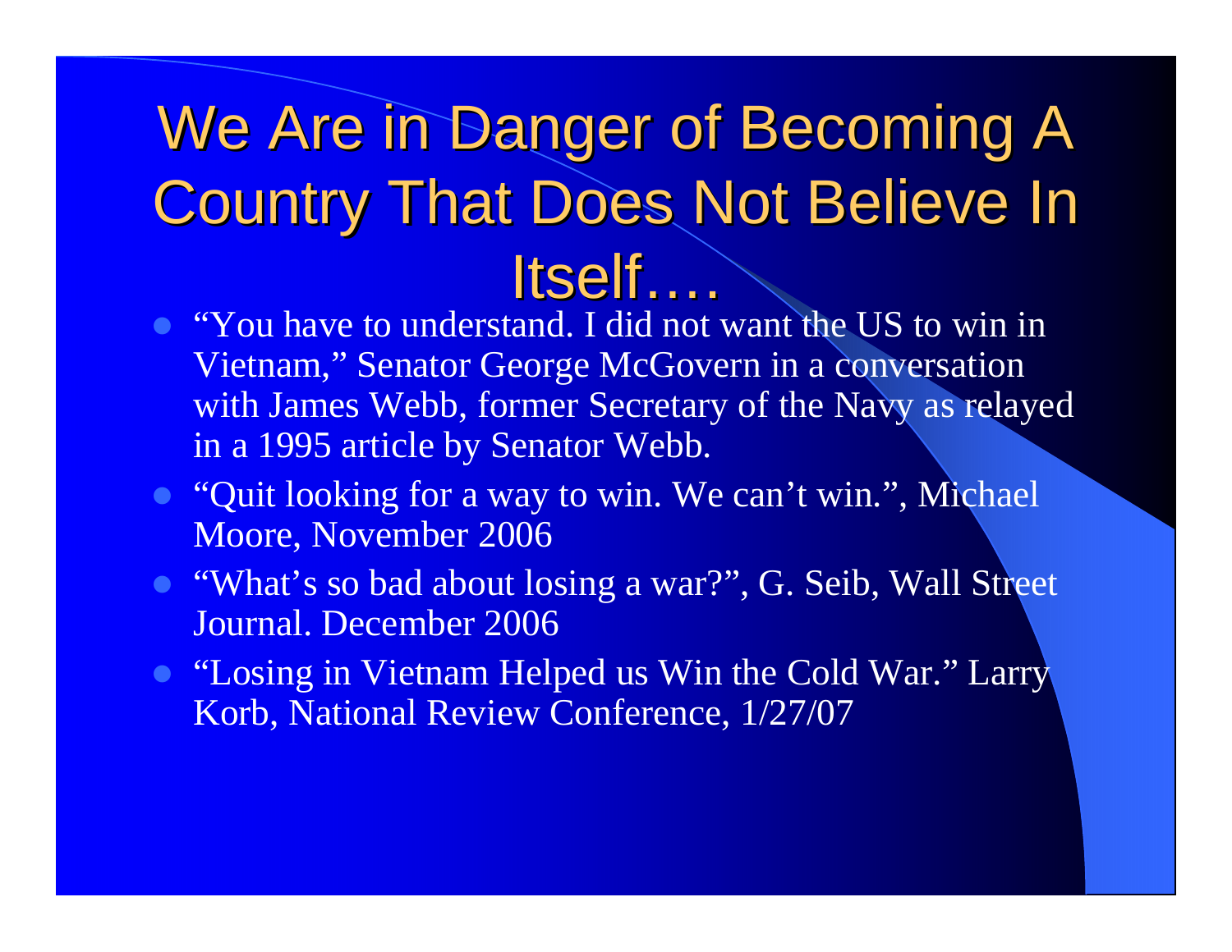# We Are in Danger of Becoming A Country That Does Not Believe In Itself….

- "You have to understand. I did not want the US to win in Vietnam," Senator George McGovern in a conversation with James Webb, former Secretary of the Navy as relayed in a 1995 article by Senator Webb.
- "Quit looking for a way to win. We can't win.", Michael Moore, November 2006
- "What's so bad about losing a war?", G. Seib, Wall Street Journal. December 2006
- "Losing in Vietnam Helped us Win the Cold War." Larry Korb, National Review Conference, 1/27/07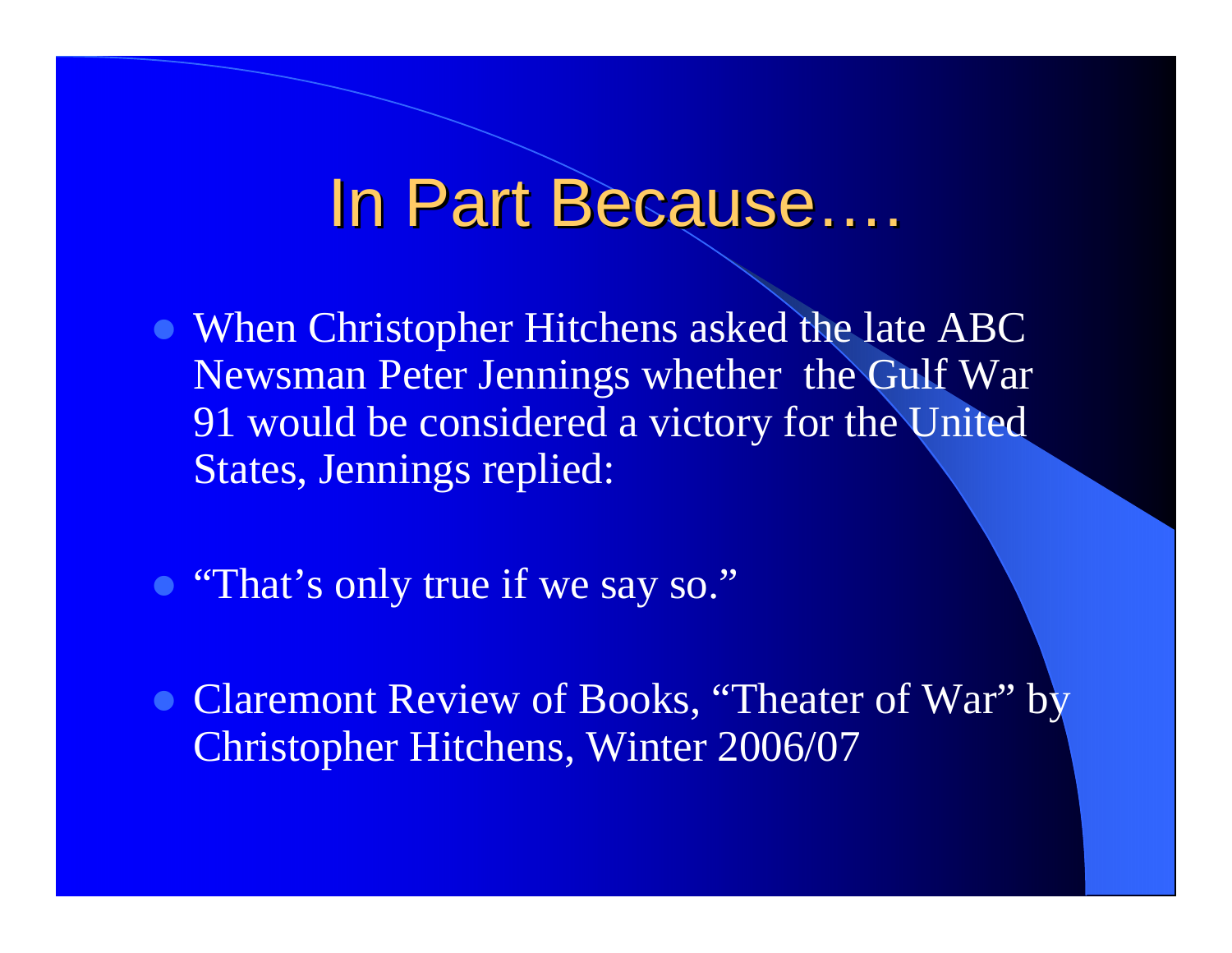# In Part Because….

- When Christopher Hitchens asked the late ABC Newsman Peter Jennings whether the Gulf War 91 would be considered a victory for the United States, Jennings replied:
- "That's only true if we say so."
- Claremont Review of Books, "Theater of War" by Christopher Hitchens, Winter 2006/07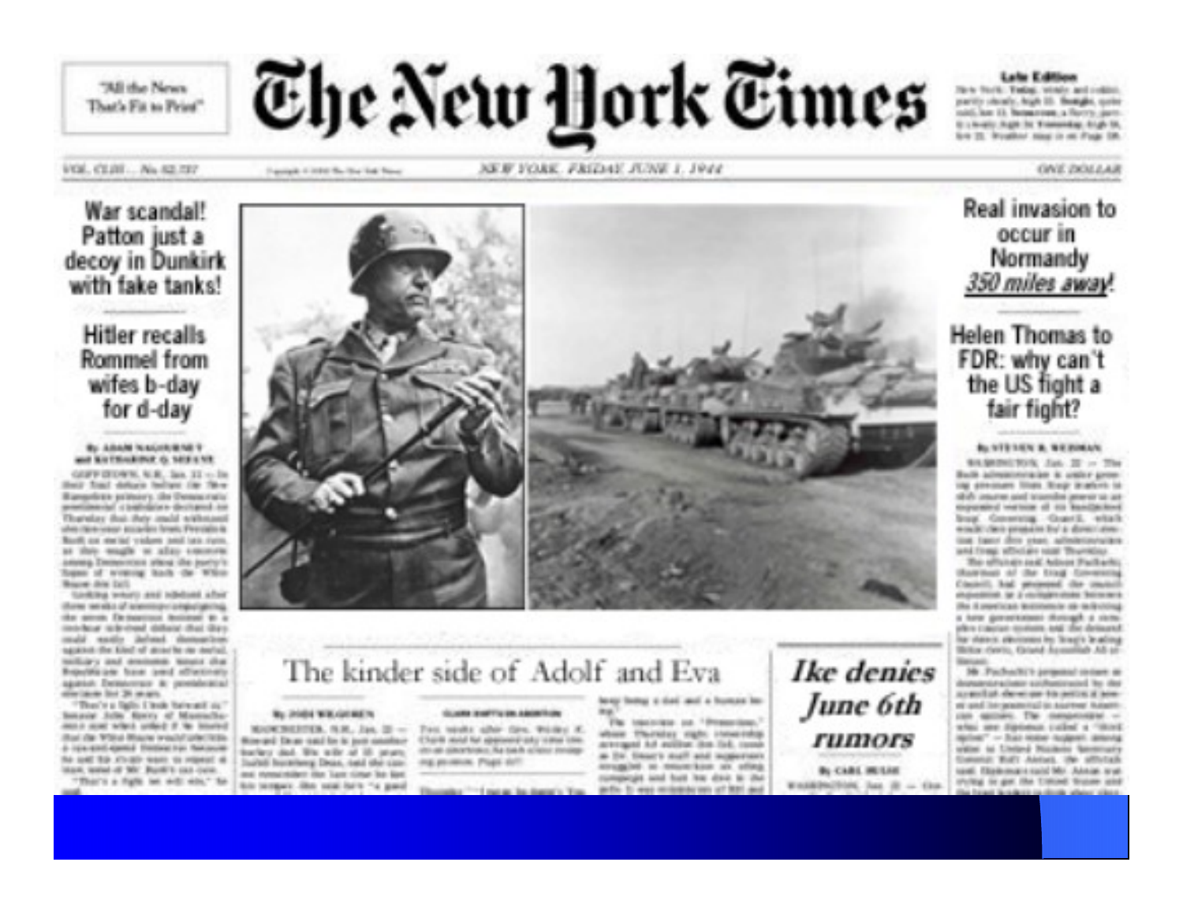# The New York Times

"All the News That's Fit to Print"

Late Edition

NEW YORK, FRIDAY JUNE 1, 1944

ONE DOLLAR

## War scandal! Patton just a decoy in Dunkirk with fake tanks!

## Hitler recalls Rommel from wifes b-day for d-day

## Real invasion to occur in Normandy *350 miles away!*

## Helen Thomas to FDR: why can't the US fight a fair fight?

## The kinder side of Adolf and Eva

## *Ike denies June 6th rumors*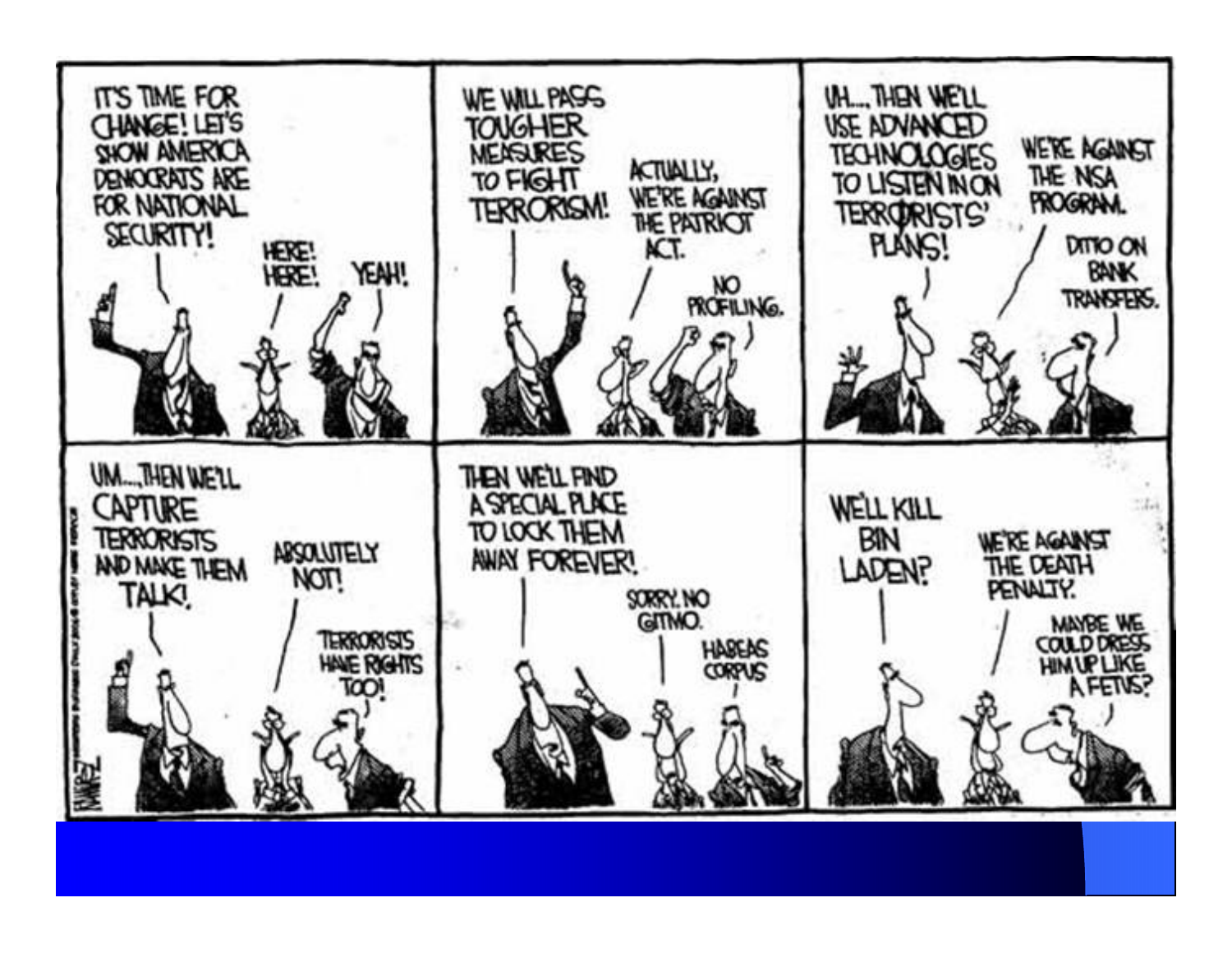IT'S TIME FOR CHANGE! LET'S SHOW AMERICA DEMOCRATS ARE FOR NATIONAL SECURITY!

HERE! HERE!

YEAH!

WE WILL PASS TOUGHER MEASURES TO FIGHT TERRORISM!

ACTUALLY, WE'RE AGAINST THE PATRIOT ACT.

NO PROFILING.

UH... THEN WE'LL USE ADVANCED TECHNOLOGIES TO LISTEN IN ON TERRORISTS' PLANS!

WE'RE AGAINST THE NSA PROGRAM.

DITTO ON BANK TRANSFERS.

UM... THEN WE'LL CAPTURE TERRORISTS AND MAKE THEM TALK!

ABSOLUTELY NOT!

TERRORISTS HAVE RIGHTS TOO!

THEN WE'LL FIND A SPECIAL PLACE TO LOCK THEM AWAY FOREVER!

SORRY. NO GITMO.

HABEAS CORPUS

WE'LL KILL BIN LADEN?

WE'RE AGAINST THE DEATH PENALTY.

MAYBE WE COULD DRESS HIM UP LIKE A FETUS?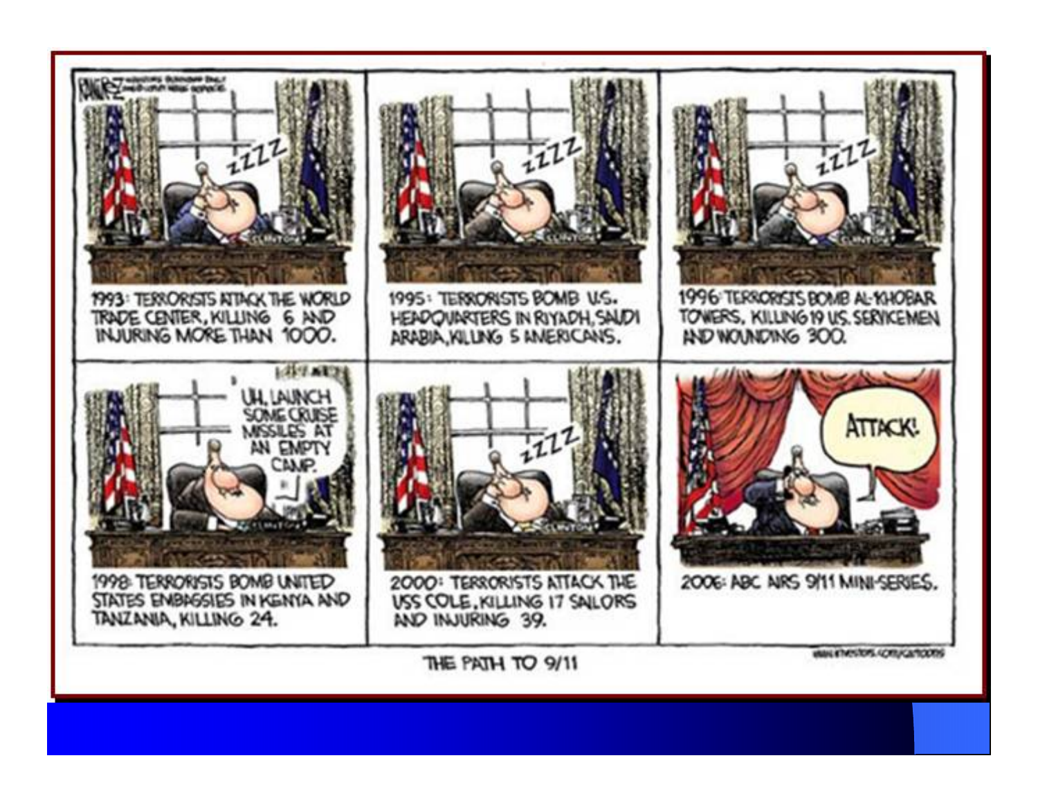1993: TERRORISTS ATTACK THE WORLD TRADE CENTER, KILLING 6 AND INJURING MORE THAN 1000.

1995: TERRORISTS BOMB U.S. HEADQUARTERS IN RIYADH, SAUDI ARABIA, KILLING 5 AMERICANS.

1996: TERRORISTS BOMB AL-KHOBAR TOWERS, KILLING 19 U.S. SERVICEMEN AND WOUNDING 300.

UH, LAUNCH SOME CRUISE MISSILES AT AN EMPTY CAMP.

1998: TERRORISTS BOMB UNITED STATES EMBASSIES IN KENYA AND TANZANIA, KILLING 24.

2000: TERRORISTS ATTACK THE USS COLE, KILLING 17 SAILORS AND INJURING 39.

ATTACK!

2006: ABC AIRS 9/11 MINI-SERIES.

THE PATH TO 9/11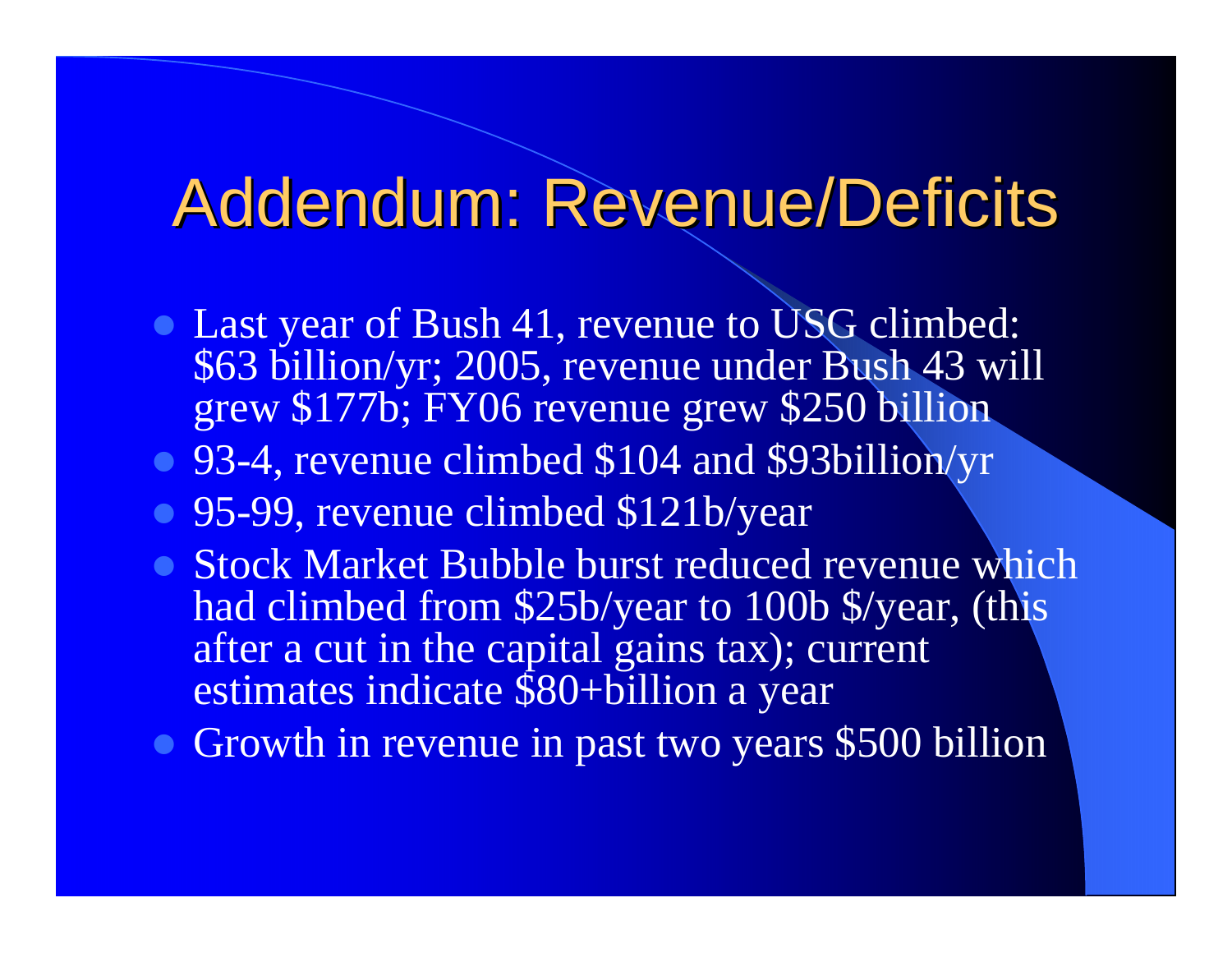# Addendum: Revenue/Deficits

- Last year of Bush 41, revenue to USG climbed: $63 billion/yr; 2005, revenue under Bush 43 will grew $177b; FY06 revenue grew $250 billion
- 93-4, revenue climbed $104 and $93billion/yr
- 95-99, revenue climbed $121b/year
- Stock Market Bubble burst reduced revenue which had climbed from $25b/year to 100b $/year, (this after a cut in the capital gains tax); current estimates indicate $80+billion a year
- Growth in revenue in past two years $500 billion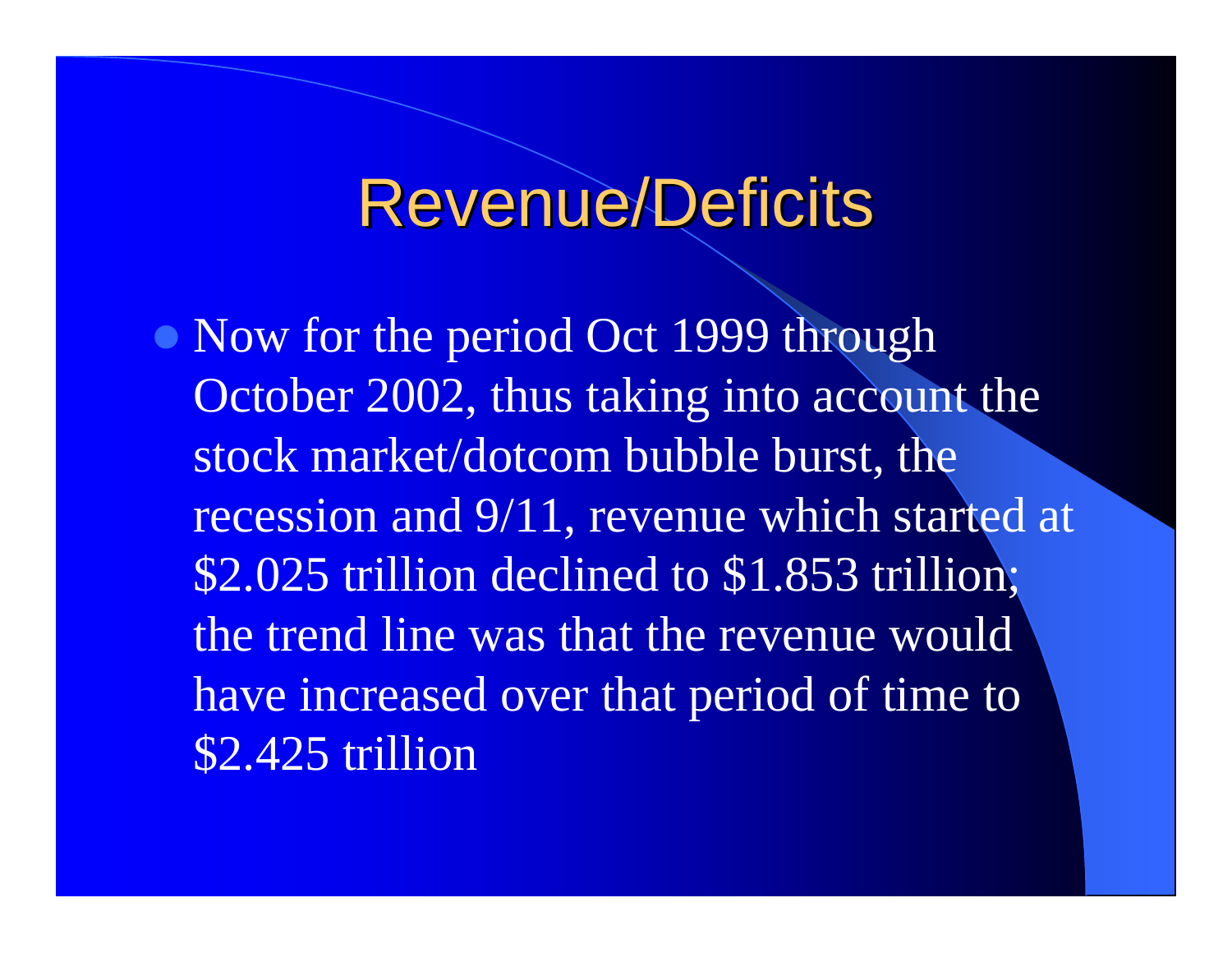# Revenue/Deficits

- Now for the period Oct 1999 through October 2002, thus taking into account the stock market/dotcom bubble burst, the recession and 9/11, revenue which started at $2.025 trillion declined to $1.853 trillion; the trend line was that the revenue would have increased over that period of time to $2.425 trillion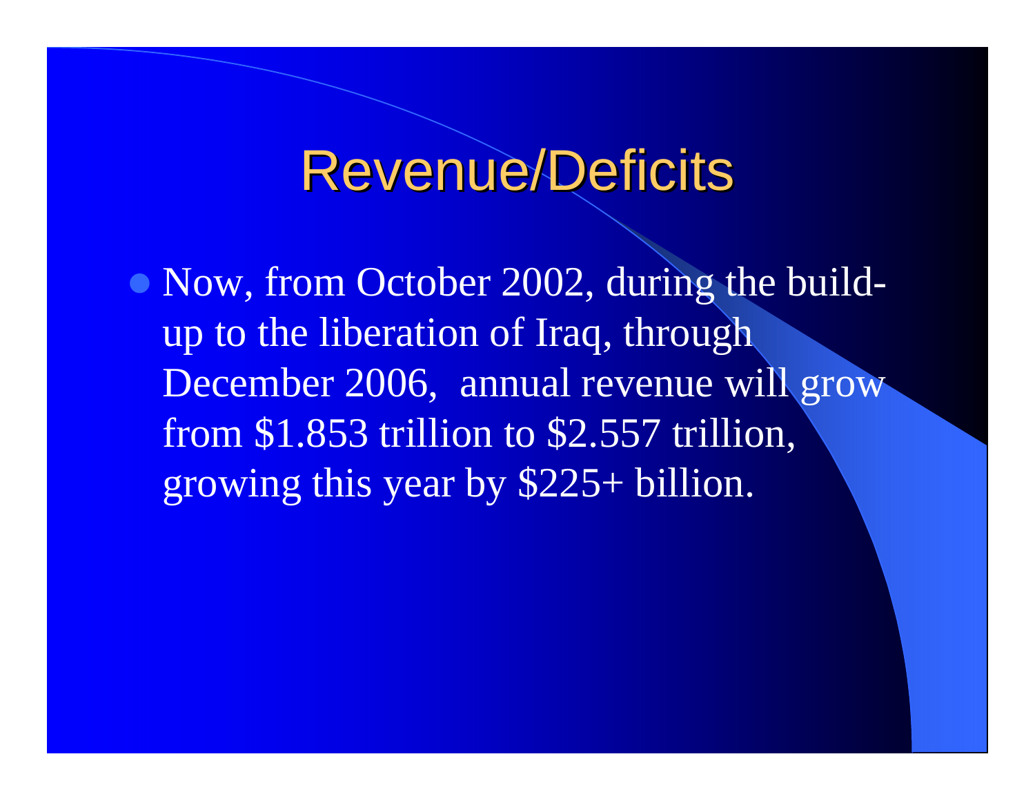# Revenue/Deficits

- Now, from October 2002, during the build-up to the liberation of Iraq, through December 2006, annual revenue will grow from $1.853 trillion to $2.557 trillion, growing this year by $225+ billion.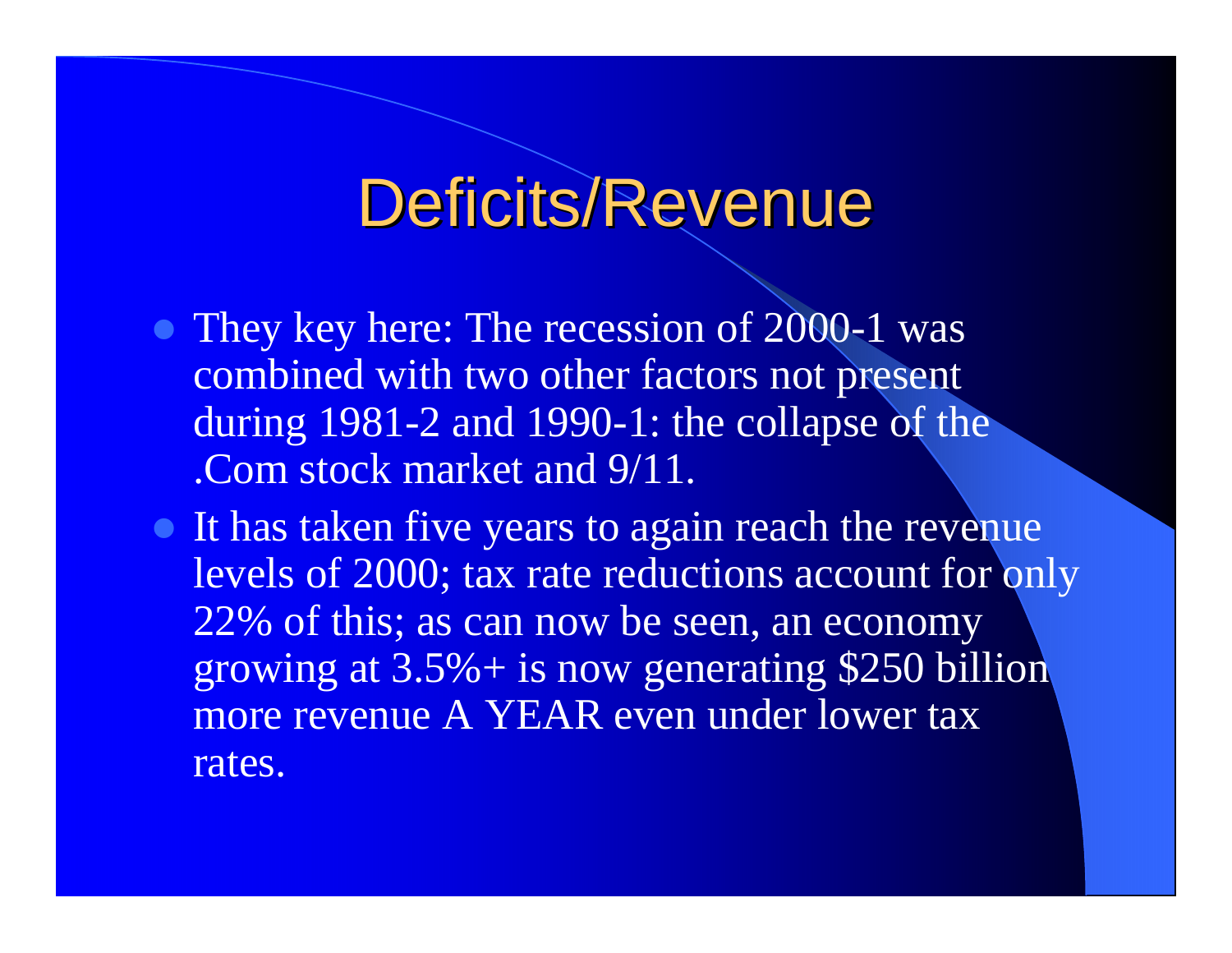# Deficits/Revenue

- They key here: The recession of 2000-1 was combined with two other factors not present during 1981-2 and 1990-1: the collapse of the .Com stock market and 9/11.
- It has taken five years to again reach the revenue levels of 2000; tax rate reductions account for only 22% of this; as can now be seen, an economy growing at 3.5%+ is now generating $250 billion more revenue A YEAR even under lower tax rates.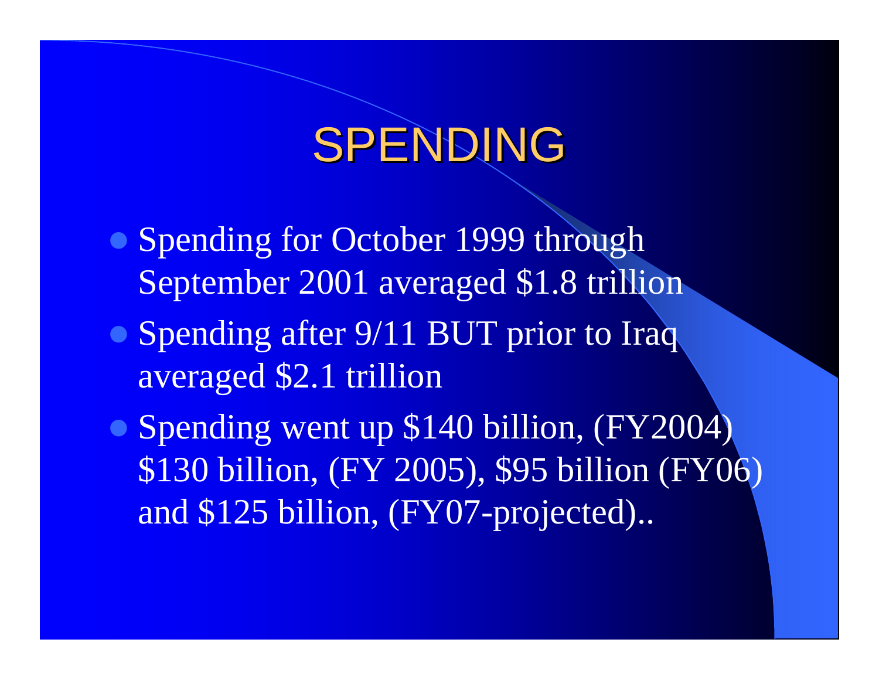# SPENDING

- Spending for October 1999 through September 2001 averaged $1.8 trillion
- Spending after 9/11 BUT prior to Iraq averaged $2.1 trillion
- Spending went up $140 billion, (FY2004) $130 billion, (FY 2005), $95 billion (FY06) and $125 billion, (FY07-projected)..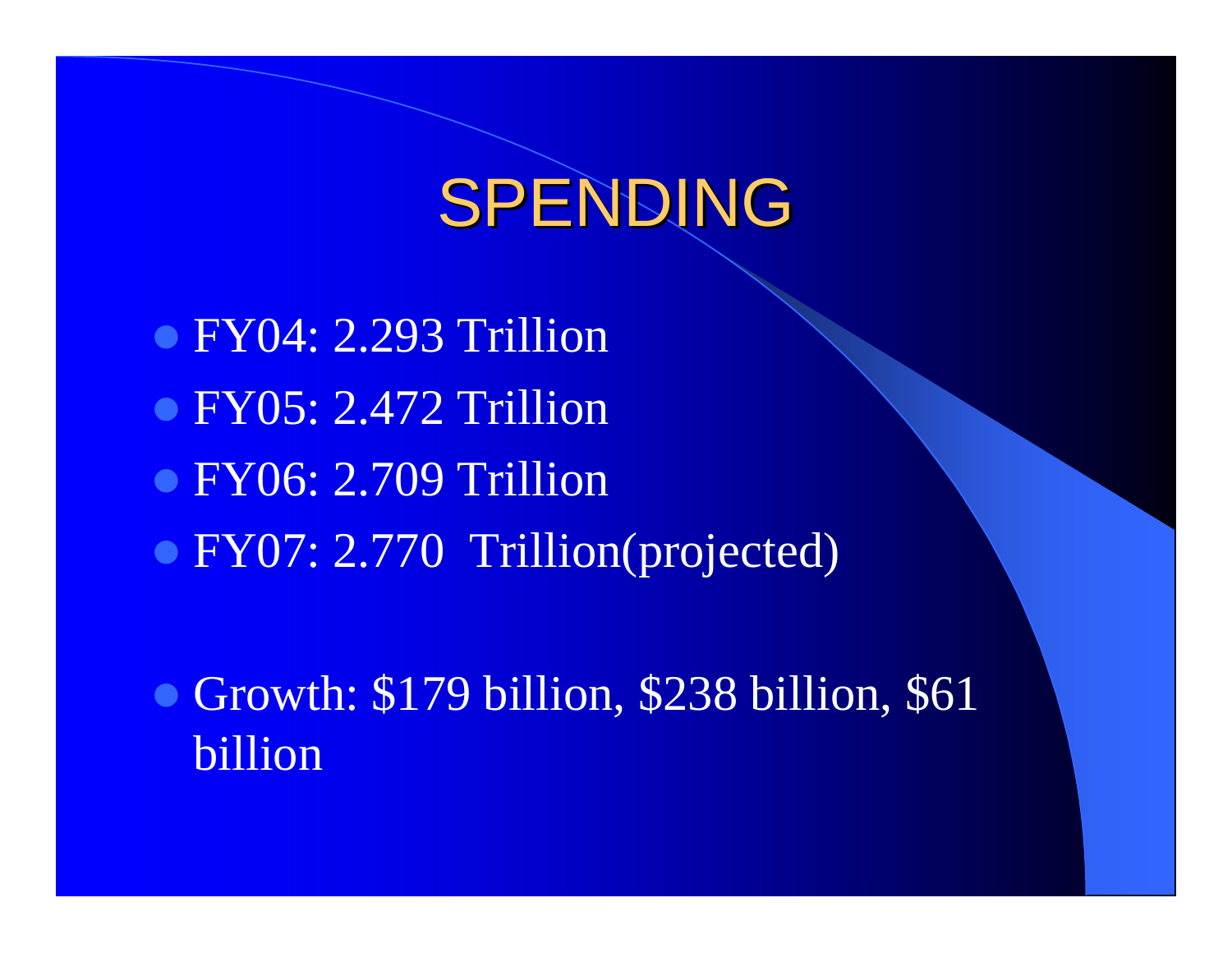# SPENDING

- FY04: 2.293 Trillion
- FY05: 2.472 Trillion
- FY06: 2.709 Trillion
- FY07: 2.770  Trillion(projected)

- Growth: $179 billion, $238 billion, $61 billion